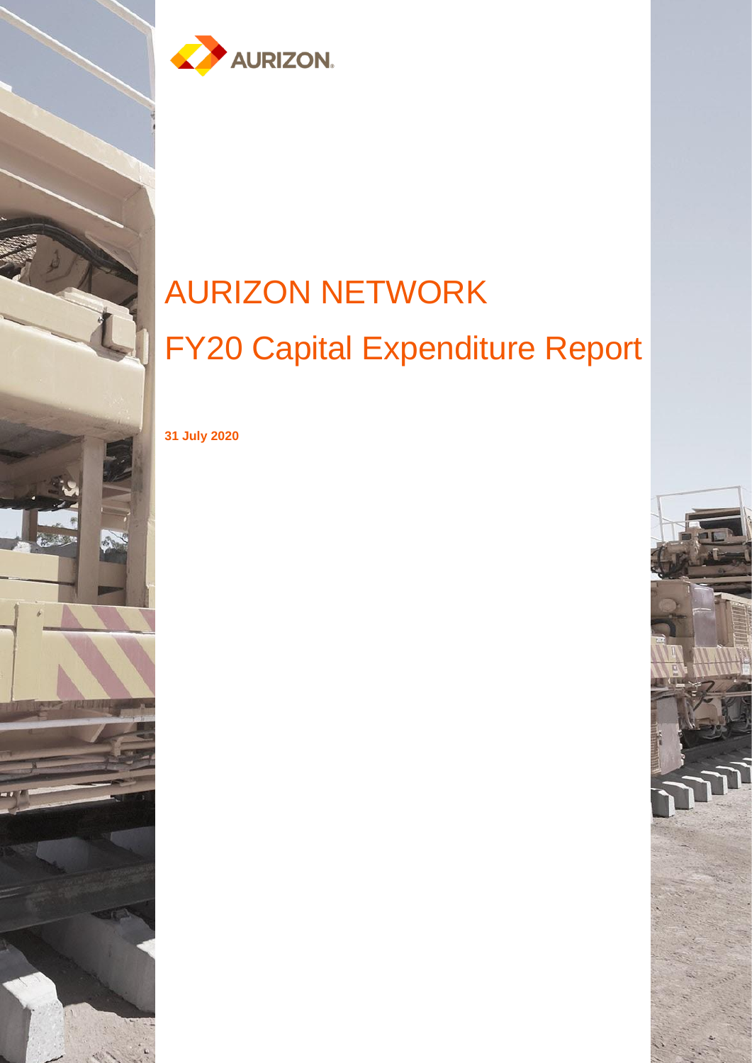AURIZON

# AURIZON NETWORK

# FY20 Capital Expenditure Report

**31 July 2020**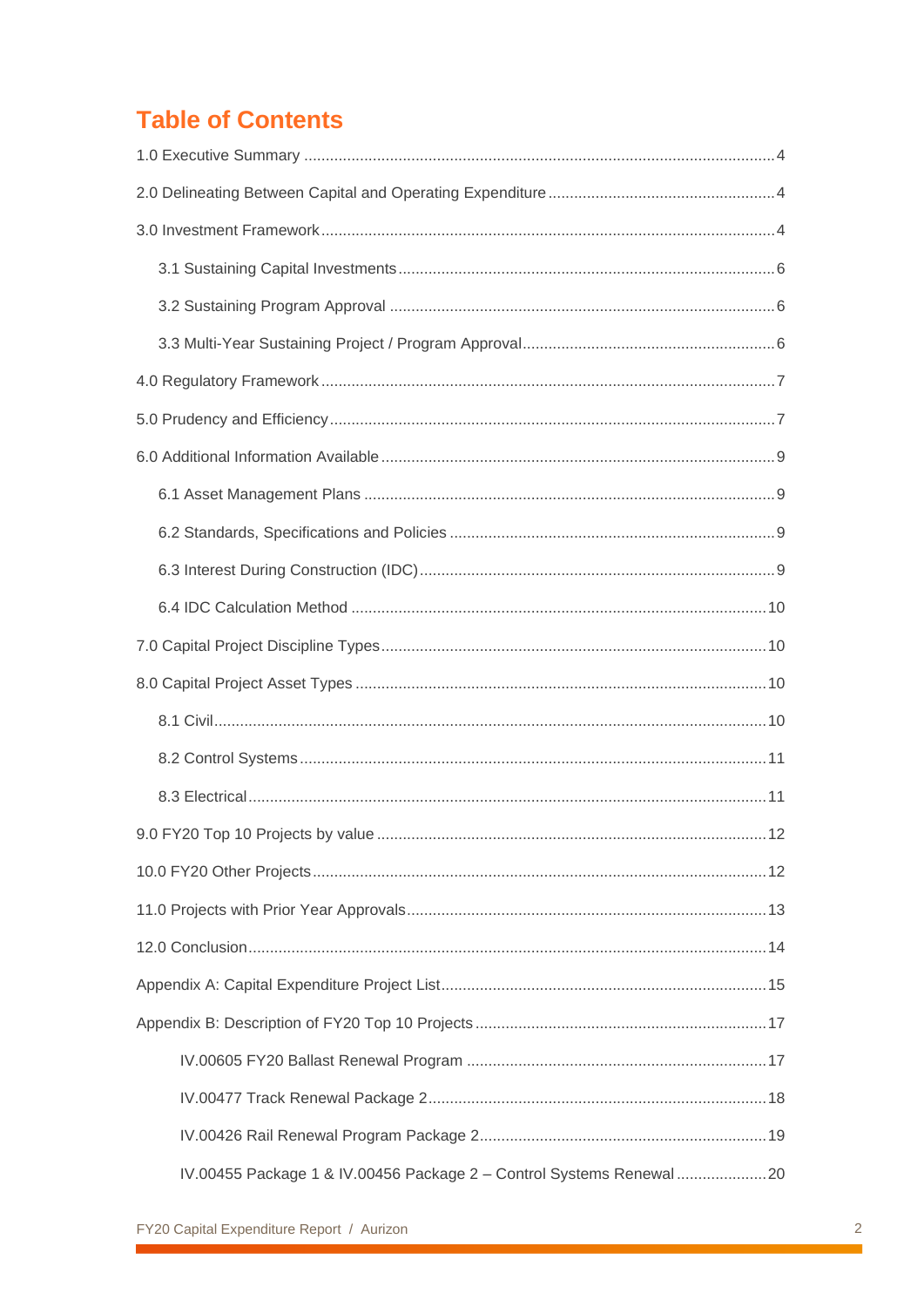# Table of Contents

1.0 Executive Summary .......... 4

2.0 Delineating Between Capital and Operating Expenditure .......... 4

3.0 Investment Framework .......... 4

- 3.1 Sustaining Capital Investments .......... 6
- 3.2 Sustaining Program Approval .......... 6
- 3.3 Multi-Year Sustaining Project / Program Approval .......... 6

4.0 Regulatory Framework .......... 7

5.0 Prudency and Efficiency .......... 7

6.0 Additional Information Available .......... 9

- 6.1 Asset Management Plans .......... 9
- 6.2 Standards, Specifications and Policies .......... 9
- 6.3 Interest During Construction (IDC) .......... 9
- 6.4 IDC Calculation Method .......... 10

7.0 Capital Project Discipline Types .......... 10

8.0 Capital Project Asset Types .......... 10

- 8.1 Civil .......... 10
- 8.2 Control Systems .......... 11
- 8.3 Electrical .......... 11

9.0 FY20 Top 10 Projects by value .......... 12

10.0 FY20 Other Projects .......... 12

11.0 Projects with Prior Year Approvals .......... 13

12.0 Conclusion .......... 14

Appendix A: Capital Expenditure Project List .......... 15

Appendix B: Description of FY20 Top 10 Projects .......... 17

- IV.00605 FY20 Ballast Renewal Program .......... 17
- IV.00477 Track Renewal Package 2 .......... 18
- IV.00426 Rail Renewal Program Package 2 .......... 19
- IV.00455 Package 1 & IV.00456 Package 2 – Control Systems Renewal .......... 20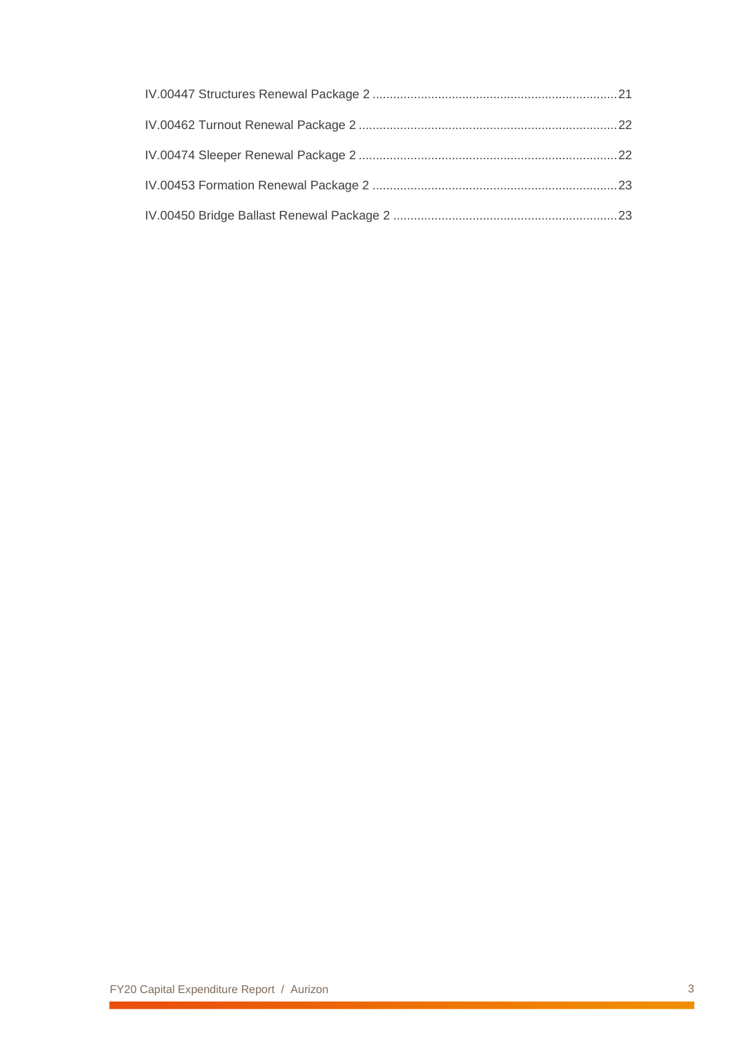IV.00447 Structures Renewal Package 2 ........................................................................21

IV.00462 Turnout Renewal Package 2 ...........................................................................22

IV.00474 Sleeper Renewal Package 2 ...........................................................................22

IV.00453 Formation Renewal Package 2 .......................................................................23

IV.00450 Bridge Ballast Renewal Package 2 .................................................................23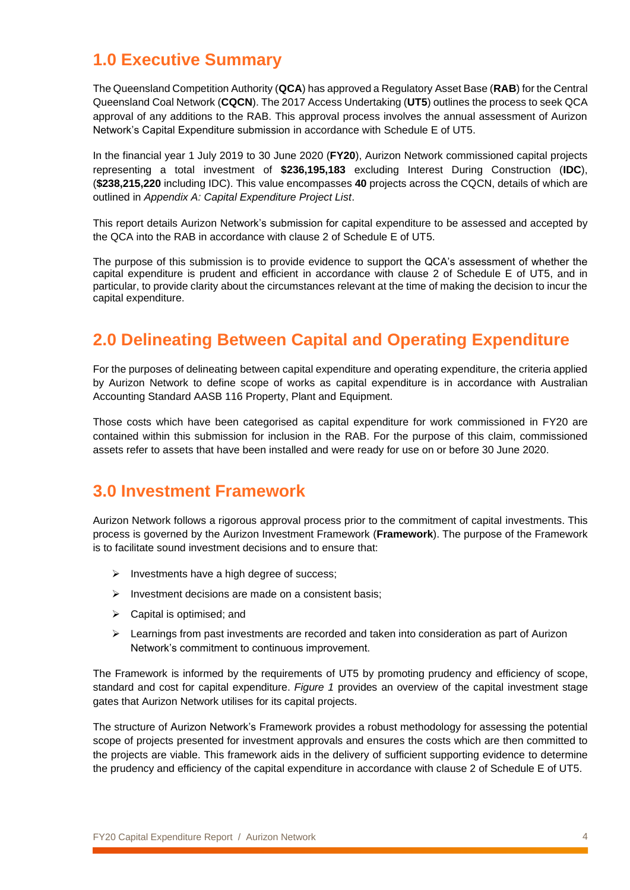# 1.0 Executive Summary

The Queensland Competition Authority (**QCA**) has approved a Regulatory Asset Base (**RAB**) for the Central Queensland Coal Network (**CQCN**). The 2017 Access Undertaking (**UT5**) outlines the process to seek QCA approval of any additions to the RAB. This approval process involves the annual assessment of Aurizon Network's Capital Expenditure submission in accordance with Schedule E of UT5.

In the financial year 1 July 2019 to 30 June 2020 (**FY20**), Aurizon Network commissioned capital projects representing a total investment of **$236,195,183** excluding Interest During Construction (**IDC**), (**$238,215,220** including IDC). This value encompasses **40** projects across the CQCN, details of which are outlined in *Appendix A: Capital Expenditure Project List*.

This report details Aurizon Network's submission for capital expenditure to be assessed and accepted by the QCA into the RAB in accordance with clause 2 of Schedule E of UT5.

The purpose of this submission is to provide evidence to support the QCA's assessment of whether the capital expenditure is prudent and efficient in accordance with clause 2 of Schedule E of UT5, and in particular, to provide clarity about the circumstances relevant at the time of making the decision to incur the capital expenditure.

# 2.0 Delineating Between Capital and Operating Expenditure

For the purposes of delineating between capital expenditure and operating expenditure, the criteria applied by Aurizon Network to define scope of works as capital expenditure is in accordance with Australian Accounting Standard AASB 116 Property, Plant and Equipment.

Those costs which have been categorised as capital expenditure for work commissioned in FY20 are contained within this submission for inclusion in the RAB. For the purpose of this claim, commissioned assets refer to assets that have been installed and were ready for use on or before 30 June 2020.

# 3.0 Investment Framework

Aurizon Network follows a rigorous approval process prior to the commitment of capital investments. This process is governed by the Aurizon Investment Framework (**Framework**). The purpose of the Framework is to facilitate sound investment decisions and to ensure that:

- Investments have a high degree of success;
- Investment decisions are made on a consistent basis;
- Capital is optimised; and
- Learnings from past investments are recorded and taken into consideration as part of Aurizon Network's commitment to continuous improvement.

The Framework is informed by the requirements of UT5 by promoting prudency and efficiency of scope, standard and cost for capital expenditure. *Figure 1* provides an overview of the capital investment stage gates that Aurizon Network utilises for its capital projects.

The structure of Aurizon Network's Framework provides a robust methodology for assessing the potential scope of projects presented for investment approvals and ensures the costs which are then committed to the projects are viable. This framework aids in the delivery of sufficient supporting evidence to determine the prudency and efficiency of the capital expenditure in accordance with clause 2 of Schedule E of UT5.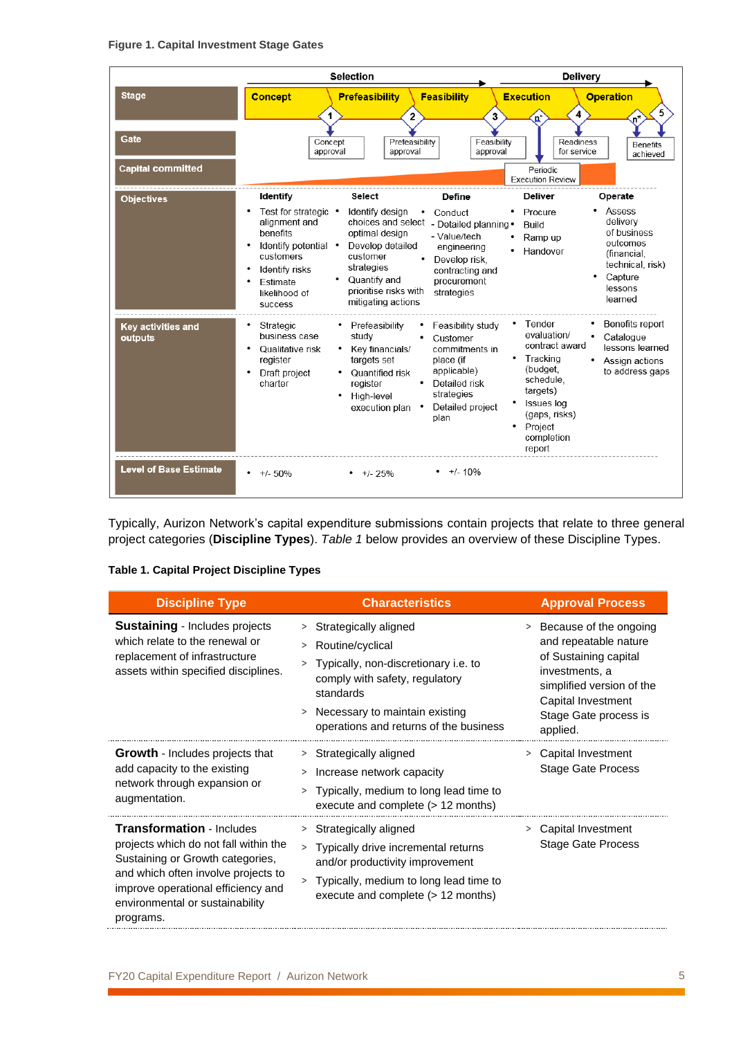**Figure 1. Capital Investment Stage Gates**

| | Selection | | | Delivery | |
|---|---|---|---|---|---|
| **Stage** | Concept | Prefeasibility | Feasibility | Execution | Operation |
| **Gate** | 1 Concept approval | 2 Prefeasibility approval | 3 Feasibility approval | $n^*$ Periodic Execution Review; 4 Readiness for service | $n^*$; 5 Benefits achieved |
| **Capital committed** | | | | | |
| **Objectives** | **Identify**<br>• Test for strategic alignment and benefits<br>• Identify potential customers<br>• Identify risks<br>• Estimate likelihood of success | **Select**<br>• Identify design choices and select optimal design<br>• Develop detailed customer strategies<br>• Quantify and prioritise risks with mitigating actions | **Define**<br>• Conduct - Detailed planning - Value/tech engineering<br>• Develop risk, contracting and procurement strategies | **Deliver**<br>• Procure<br>• Build<br>• Ramp up<br>• Handover | **Operate**<br>• Assess delivery of business outcomes (financial, technical, risk)<br>• Capture lessons learned |
| **Key activities and outputs** | • Strategic business case<br>• Qualitative risk register<br>• Draft project charter | • Prefeasibility study<br>• Key financials/ targets set<br>• Quantified risk register<br>• High-level execution plan | • Feasibility study<br>• Customer commitments in place (if applicable)<br>• Detailed risk strategies<br>• Detailed project plan | • Tender evaluation/ contract award<br>• Tracking (budget, schedule, targets)<br>• Issues log (gaps, risks)<br>• Project completion report | • Benefits report<br>• Catalogue lessons learned<br>• Assign actions to address gaps |
| **Level of Base Estimate** | • +/- 50% | • +/- 25% | • +/- 10% | | |

Typically, Aurizon Network's capital expenditure submissions contain projects that relate to three general project categories (**Discipline Types**). *Table 1* below provides an overview of these Discipline Types.

**Table 1. Capital Project Discipline Types**

| Discipline Type | Characteristics | Approval Process |
|---|---|---|
| **Sustaining** - Includes projects which relate to the renewal or replacement of infrastructure assets within specified disciplines. | > Strategically aligned<br>> Routine/cyclical<br>> Typically, non-discretionary i.e. to comply with safety, regulatory standards<br>> Necessary to maintain existing operations and returns of the business | > Because of the ongoing and repeatable nature of Sustaining capital investments, a simplified version of the Capital Investment Stage Gate process is applied. |
| **Growth** - Includes projects that add capacity to the existing network through expansion or augmentation. | > Strategically aligned<br>> Increase network capacity<br>> Typically, medium to long lead time to execute and complete (> 12 months) | > Capital Investment Stage Gate Process |
| **Transformation** - Includes projects which do not fall within the Sustaining or Growth categories, and which often involve projects to improve operational efficiency and environmental or sustainability programs. | > Strategically aligned<br>> Typically drive incremental returns and/or productivity improvement<br>> Typically, medium to long lead time to execute and complete (> 12 months) | > Capital Investment Stage Gate Process |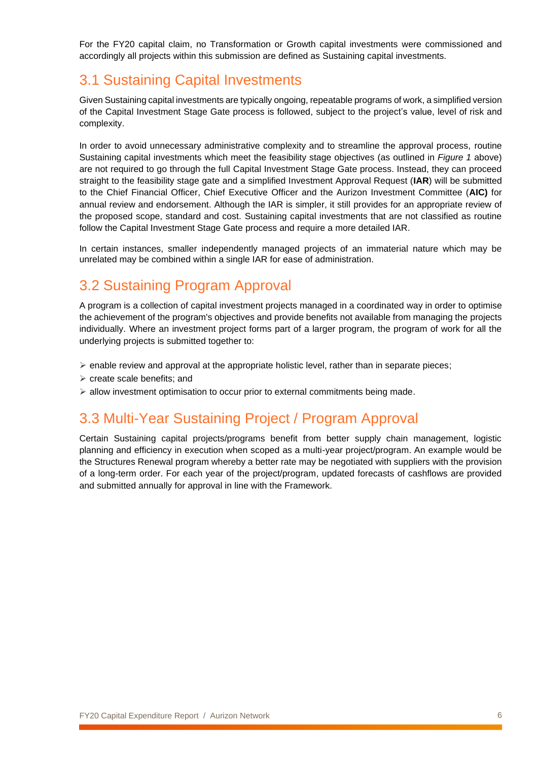For the FY20 capital claim, no Transformation or Growth capital investments were commissioned and accordingly all projects within this submission are defined as Sustaining capital investments.

## 3.1 Sustaining Capital Investments

Given Sustaining capital investments are typically ongoing, repeatable programs of work, a simplified version of the Capital Investment Stage Gate process is followed, subject to the project's value, level of risk and complexity.

In order to avoid unnecessary administrative complexity and to streamline the approval process, routine Sustaining capital investments which meet the feasibility stage objectives (as outlined in *Figure 1* above) are not required to go through the full Capital Investment Stage Gate process. Instead, they can proceed straight to the feasibility stage gate and a simplified Investment Approval Request (**IAR**) will be submitted to the Chief Financial Officer, Chief Executive Officer and the Aurizon Investment Committee (**AIC)** for annual review and endorsement. Although the IAR is simpler, it still provides for an appropriate review of the proposed scope, standard and cost. Sustaining capital investments that are not classified as routine follow the Capital Investment Stage Gate process and require a more detailed IAR.

In certain instances, smaller independently managed projects of an immaterial nature which may be unrelated may be combined within a single IAR for ease of administration.

## 3.2 Sustaining Program Approval

A program is a collection of capital investment projects managed in a coordinated way in order to optimise the achievement of the program's objectives and provide benefits not available from managing the projects individually. Where an investment project forms part of a larger program, the program of work for all the underlying projects is submitted together to:

- enable review and approval at the appropriate holistic level, rather than in separate pieces;
- create scale benefits; and
- allow investment optimisation to occur prior to external commitments being made.

## 3.3 Multi-Year Sustaining Project / Program Approval

Certain Sustaining capital projects/programs benefit from better supply chain management, logistic planning and efficiency in execution when scoped as a multi-year project/program. An example would be the Structures Renewal program whereby a better rate may be negotiated with suppliers with the provision of a long-term order. For each year of the project/program, updated forecasts of cashflows are provided and submitted annually for approval in line with the Framework.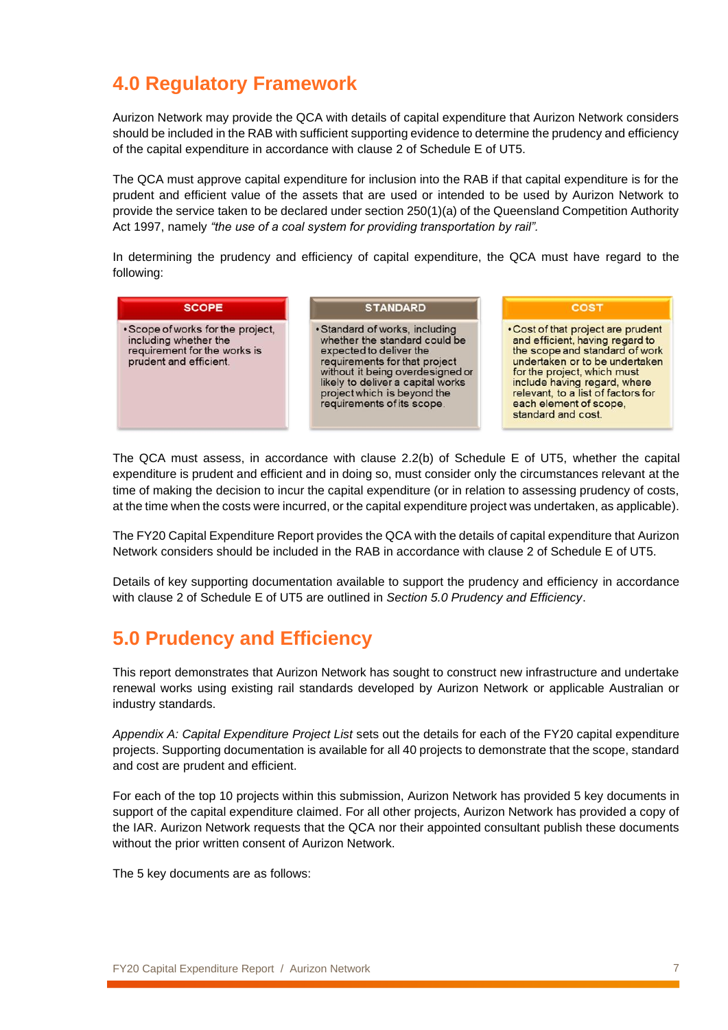## 4.0 Regulatory Framework

Aurizon Network may provide the QCA with details of capital expenditure that Aurizon Network considers should be included in the RAB with sufficient supporting evidence to determine the prudency and efficiency of the capital expenditure in accordance with clause 2 of Schedule E of UT5.

The QCA must approve capital expenditure for inclusion into the RAB if that capital expenditure is for the prudent and efficient value of the assets that are used or intended to be used by Aurizon Network to provide the service taken to be declared under section 250(1)(a) of the Queensland Competition Authority Act 1997, namely *"the use of a coal system for providing transportation by rail".*

In determining the prudency and efficiency of capital expenditure, the QCA must have regard to the following:

| SCOPE | STANDARD | COST |
|---|---|---|
| • Scope of works for the project, including whether the requirement for the works is prudent and efficient. | • Standard of works, including whether the standard could be expected to deliver the requirements for that project without it being overdesigned or likely to deliver a capital works project which is beyond the requirements of its scope. | • Cost of that project are prudent and efficient, having regard to the scope and standard of work undertaken or to be undertaken for the project, which must include having regard, where relevant, to a list of factors for each element of scope, standard and cost. |

The QCA must assess, in accordance with clause 2.2(b) of Schedule E of UT5, whether the capital expenditure is prudent and efficient and in doing so, must consider only the circumstances relevant at the time of making the decision to incur the capital expenditure (or in relation to assessing prudency of costs, at the time when the costs were incurred, or the capital expenditure project was undertaken, as applicable).

The FY20 Capital Expenditure Report provides the QCA with the details of capital expenditure that Aurizon Network considers should be included in the RAB in accordance with clause 2 of Schedule E of UT5.

Details of key supporting documentation available to support the prudency and efficiency in accordance with clause 2 of Schedule E of UT5 are outlined in *Section 5.0 Prudency and Efficiency*.

## 5.0 Prudency and Efficiency

This report demonstrates that Aurizon Network has sought to construct new infrastructure and undertake renewal works using existing rail standards developed by Aurizon Network or applicable Australian or industry standards.

*Appendix A: Capital Expenditure Project List* sets out the details for each of the FY20 capital expenditure projects. Supporting documentation is available for all 40 projects to demonstrate that the scope, standard and cost are prudent and efficient.

For each of the top 10 projects within this submission, Aurizon Network has provided 5 key documents in support of the capital expenditure claimed. For all other projects, Aurizon Network has provided a copy of the IAR. Aurizon Network requests that the QCA nor their appointed consultant publish these documents without the prior written consent of Aurizon Network.

The 5 key documents are as follows: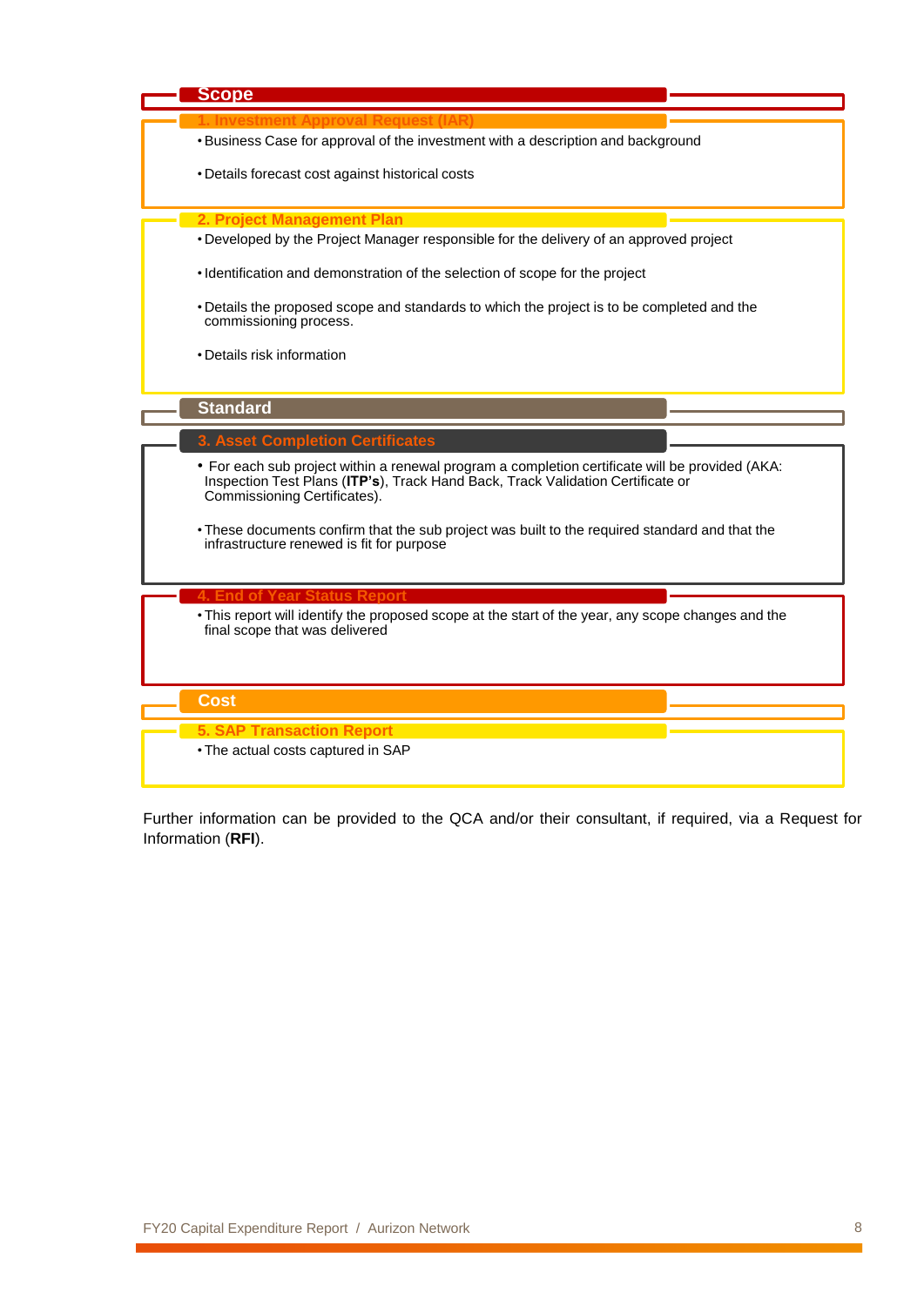## Scope

### 1. Investment Approval Request (IAR)

- Business Case for approval of the investment with a description and background
- Details forecast cost against historical costs

### 2. Project Management Plan

- Developed by the Project Manager responsible for the delivery of an approved project
- Identification and demonstration of the selection of scope for the project
- Details the proposed scope and standards to which the project is to be completed and the commissioning process.
- Details risk information

## Standard

### 3. Asset Completion Certificates

- For each sub project within a renewal program a completion certificate will be provided (AKA: Inspection Test Plans (**ITP's**), Track Hand Back, Track Validation Certificate or Commissioning Certificates).
- These documents confirm that the sub project was built to the required standard and that the infrastructure renewed is fit for purpose

### 4. End of Year Status Report

- This report will identify the proposed scope at the start of the year, any scope changes and the final scope that was delivered

## Cost

### 5. SAP Transaction Report

- The actual costs captured in SAP

Further information can be provided to the QCA and/or their consultant, if required, via a Request for Information (**RFI**).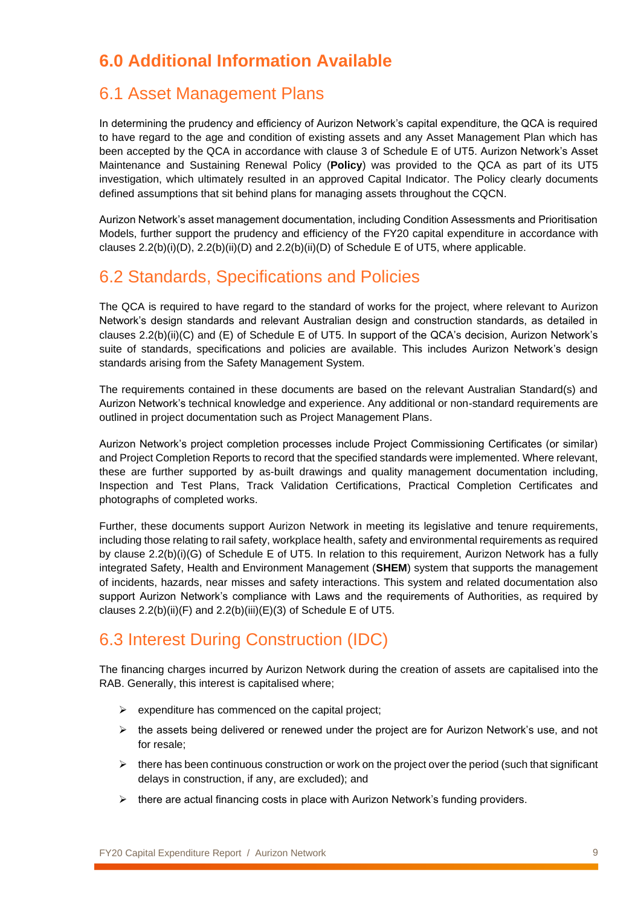# 6.0 Additional Information Available

## 6.1 Asset Management Plans

In determining the prudency and efficiency of Aurizon Network's capital expenditure, the QCA is required to have regard to the age and condition of existing assets and any Asset Management Plan which has been accepted by the QCA in accordance with clause 3 of Schedule E of UT5. Aurizon Network's Asset Maintenance and Sustaining Renewal Policy (**Policy**) was provided to the QCA as part of its UT5 investigation, which ultimately resulted in an approved Capital Indicator. The Policy clearly documents defined assumptions that sit behind plans for managing assets throughout the CQCN.

Aurizon Network's asset management documentation, including Condition Assessments and Prioritisation Models, further support the prudency and efficiency of the FY20 capital expenditure in accordance with clauses 2.2(b)(i)(D), 2.2(b)(ii)(D) and 2.2(b)(ii)(D) of Schedule E of UT5, where applicable.

## 6.2 Standards, Specifications and Policies

The QCA is required to have regard to the standard of works for the project, where relevant to Aurizon Network's design standards and relevant Australian design and construction standards, as detailed in clauses 2.2(b)(ii)(C) and (E) of Schedule E of UT5. In support of the QCA's decision, Aurizon Network's suite of standards, specifications and policies are available. This includes Aurizon Network's design standards arising from the Safety Management System.

The requirements contained in these documents are based on the relevant Australian Standard(s) and Aurizon Network's technical knowledge and experience. Any additional or non-standard requirements are outlined in project documentation such as Project Management Plans.

Aurizon Network's project completion processes include Project Commissioning Certificates (or similar) and Project Completion Reports to record that the specified standards were implemented. Where relevant, these are further supported by as-built drawings and quality management documentation including, Inspection and Test Plans, Track Validation Certifications, Practical Completion Certificates and photographs of completed works.

Further, these documents support Aurizon Network in meeting its legislative and tenure requirements, including those relating to rail safety, workplace health, safety and environmental requirements as required by clause 2.2(b)(i)(G) of Schedule E of UT5. In relation to this requirement, Aurizon Network has a fully integrated Safety, Health and Environment Management (**SHEM**) system that supports the management of incidents, hazards, near misses and safety interactions. This system and related documentation also support Aurizon Network's compliance with Laws and the requirements of Authorities, as required by clauses 2.2(b)(ii)(F) and 2.2(b)(iii)(E)(3) of Schedule E of UT5.

## 6.3 Interest During Construction (IDC)

The financing charges incurred by Aurizon Network during the creation of assets are capitalised into the RAB. Generally, this interest is capitalised where;

- expenditure has commenced on the capital project;
- the assets being delivered or renewed under the project are for Aurizon Network's use, and not for resale;
- there has been continuous construction or work on the project over the period (such that significant delays in construction, if any, are excluded); and
- there are actual financing costs in place with Aurizon Network's funding providers.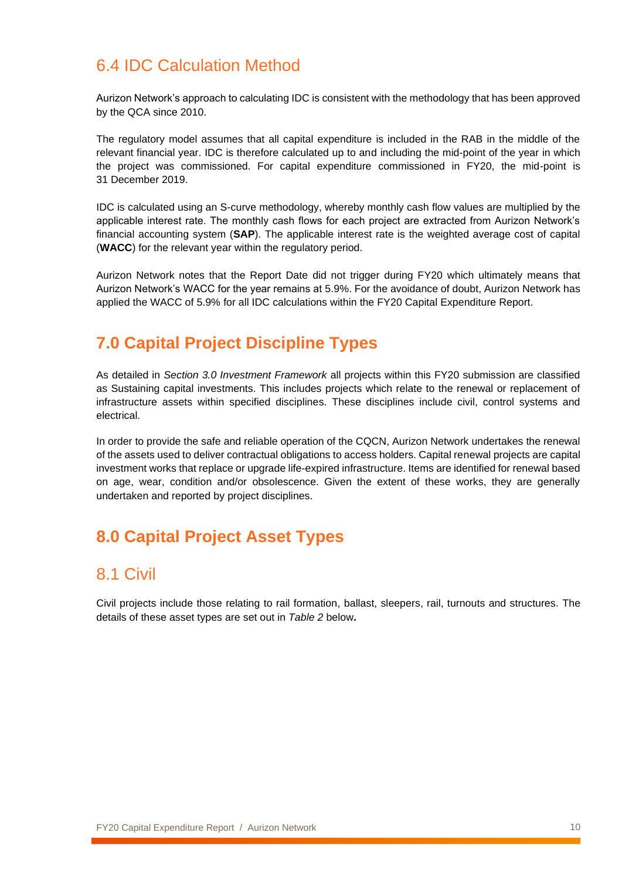## 6.4 IDC Calculation Method

Aurizon Network's approach to calculating IDC is consistent with the methodology that has been approved by the QCA since 2010.

The regulatory model assumes that all capital expenditure is included in the RAB in the middle of the relevant financial year. IDC is therefore calculated up to and including the mid-point of the year in which the project was commissioned. For capital expenditure commissioned in FY20, the mid-point is 31 December 2019.

IDC is calculated using an S-curve methodology, whereby monthly cash flow values are multiplied by the applicable interest rate. The monthly cash flows for each project are extracted from Aurizon Network's financial accounting system (**SAP**). The applicable interest rate is the weighted average cost of capital (**WACC**) for the relevant year within the regulatory period.

Aurizon Network notes that the Report Date did not trigger during FY20 which ultimately means that Aurizon Network's WACC for the year remains at 5.9%. For the avoidance of doubt, Aurizon Network has applied the WACC of 5.9% for all IDC calculations within the FY20 Capital Expenditure Report.

# 7.0 Capital Project Discipline Types

As detailed in *Section 3.0 Investment Framework* all projects within this FY20 submission are classified as Sustaining capital investments. This includes projects which relate to the renewal or replacement of infrastructure assets within specified disciplines. These disciplines include civil, control systems and electrical.

In order to provide the safe and reliable operation of the CQCN, Aurizon Network undertakes the renewal of the assets used to deliver contractual obligations to access holders. Capital renewal projects are capital investment works that replace or upgrade life-expired infrastructure. Items are identified for renewal based on age, wear, condition and/or obsolescence. Given the extent of these works, they are generally undertaken and reported by project disciplines.

# 8.0 Capital Project Asset Types

## 8.1 Civil

Civil projects include those relating to rail formation, ballast, sleepers, rail, turnouts and structures. The details of these asset types are set out in *Table 2* below**.**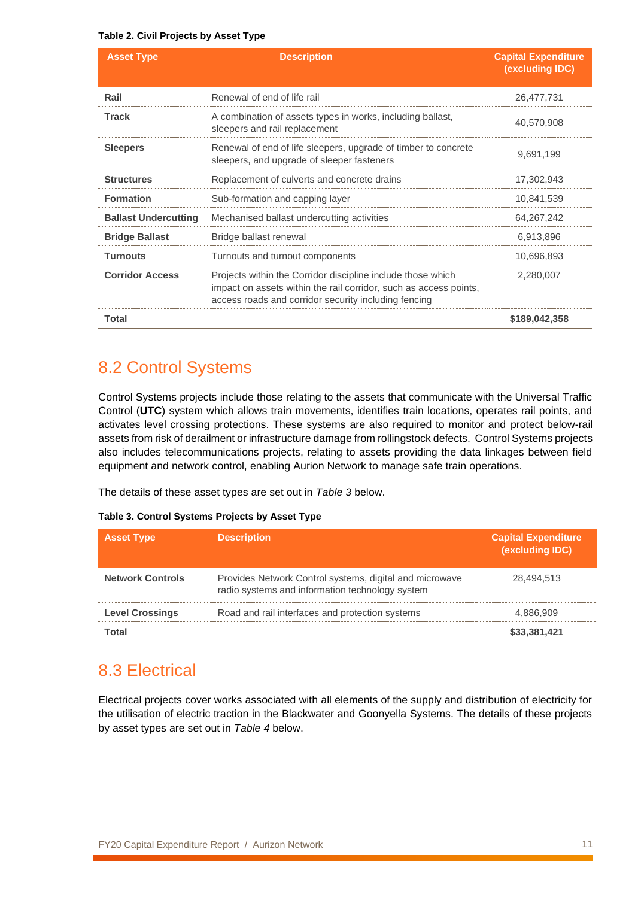**Table 2. Civil Projects by Asset Type**

| Asset Type | Description | Capital Expenditure (excluding IDC) |
|---|---|---|
| **Rail** | Renewal of end of life rail | 26,477,731 |
| **Track** | A combination of assets types in works, including ballast, sleepers and rail replacement | 40,570,908 |
| **Sleepers** | Renewal of end of life sleepers, upgrade of timber to concrete sleepers, and upgrade of sleeper fasteners | 9,691,199 |
| **Structures** | Replacement of culverts and concrete drains | 17,302,943 |
| **Formation** | Sub-formation and capping layer | 10,841,539 |
| **Ballast Undercutting** | Mechanised ballast undercutting activities | 64,267,242 |
| **Bridge Ballast** | Bridge ballast renewal | 6,913,896 |
| **Turnouts** | Turnouts and turnout components | 10,696,893 |
| **Corridor Access** | Projects within the Corridor discipline include those which impact on assets within the rail corridor, such as access points, access roads and corridor security including fencing | 2,280,007 |
| **Total** | | **$189,042,358** |

## 8.2 Control Systems

Control Systems projects include those relating to the assets that communicate with the Universal Traffic Control (**UTC**) system which allows train movements, identifies train locations, operates rail points, and activates level crossing protections. These systems are also required to monitor and protect below-rail assets from risk of derailment or infrastructure damage from rollingstock defects. Control Systems projects also includes telecommunications projects, relating to assets providing the data linkages between field equipment and network control, enabling Aurion Network to manage safe train operations.

The details of these asset types are set out in *Table 3* below.

**Table 3. Control Systems Projects by Asset Type**

| Asset Type | Description | Capital Expenditure (excluding IDC) |
|---|---|---|
| **Network Controls** | Provides Network Control systems, digital and microwave radio systems and information technology system | 28,494,513 |
| **Level Crossings** | Road and rail interfaces and protection systems | 4,886,909 |
| **Total** | | **$33,381,421** |

## 8.3 Electrical

Electrical projects cover works associated with all elements of the supply and distribution of electricity for the utilisation of electric traction in the Blackwater and Goonyella Systems. The details of these projects by asset types are set out in *Table 4* below.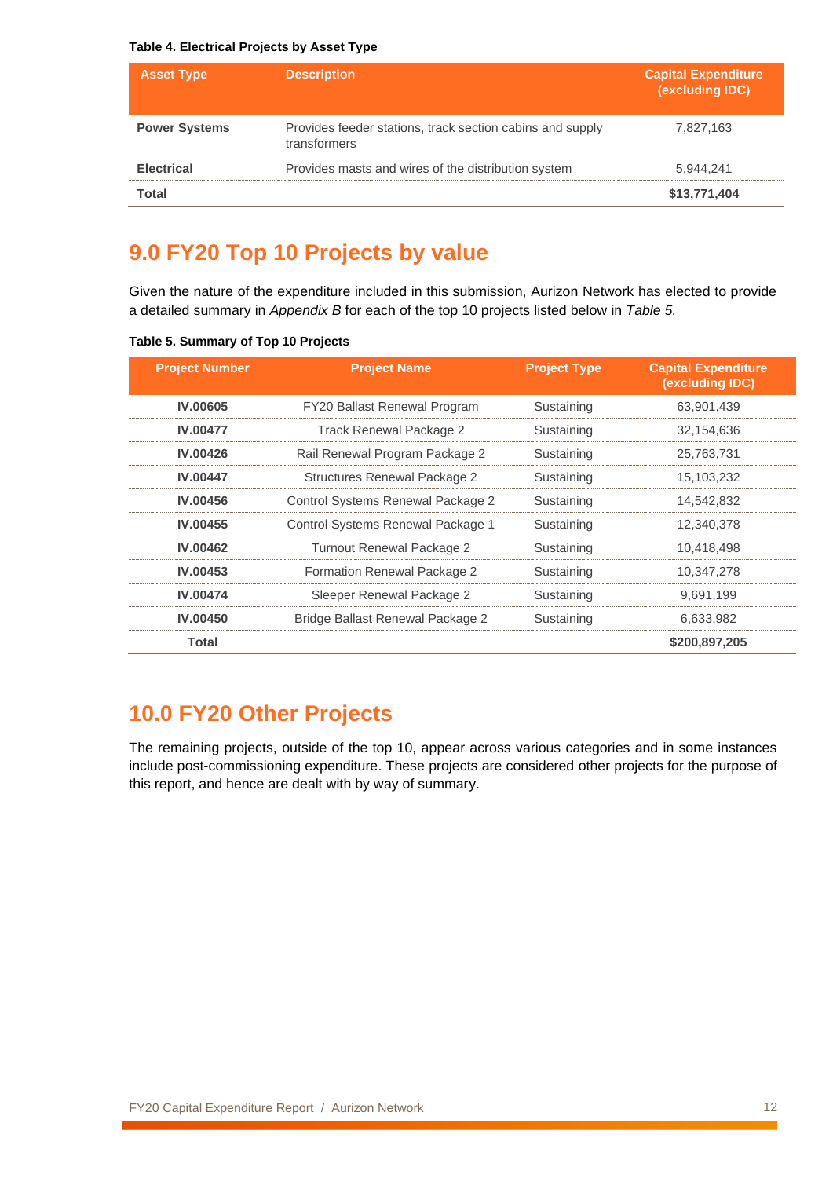**Table 4. Electrical Projects by Asset Type**

| Asset Type | Description | Capital Expenditure (excluding IDC) |
| --- | --- | --- |
| **Power Systems** | Provides feeder stations, track section cabins and supply transformers | 7,827,163 |
| **Electrical** | Provides masts and wires of the distribution system | 5,944,241 |
| **Total** | | **$13,771,404** |

## 9.0 FY20 Top 10 Projects by value

Given the nature of the expenditure included in this submission, Aurizon Network has elected to provide a detailed summary in *Appendix B* for each of the top 10 projects listed below in *Table 5.*

**Table 5. Summary of Top 10 Projects**

| Project Number | Project Name | Project Type | Capital Expenditure (excluding IDC) |
| --- | --- | --- | --- |
| **IV.00605** | FY20 Ballast Renewal Program | Sustaining | 63,901,439 |
| **IV.00477** | Track Renewal Package 2 | Sustaining | 32,154,636 |
| **IV.00426** | Rail Renewal Program Package 2 | Sustaining | 25,763,731 |
| **IV.00447** | Structures Renewal Package 2 | Sustaining | 15,103,232 |
| **IV.00456** | Control Systems Renewal Package 2 | Sustaining | 14,542,832 |
| **IV.00455** | Control Systems Renewal Package 1 | Sustaining | 12,340,378 |
| **IV.00462** | Turnout Renewal Package 2 | Sustaining | 10,418,498 |
| **IV.00453** | Formation Renewal Package 2 | Sustaining | 10,347,278 |
| **IV.00474** | Sleeper Renewal Package 2 | Sustaining | 9,691,199 |
| **IV.00450** | Bridge Ballast Renewal Package 2 | Sustaining | 6,633,982 |
| **Total** | | | **$200,897,205** |

## 10.0 FY20 Other Projects

The remaining projects, outside of the top 10, appear across various categories and in some instances include post-commissioning expenditure. These projects are considered other projects for the purpose of this report, and hence are dealt with by way of summary.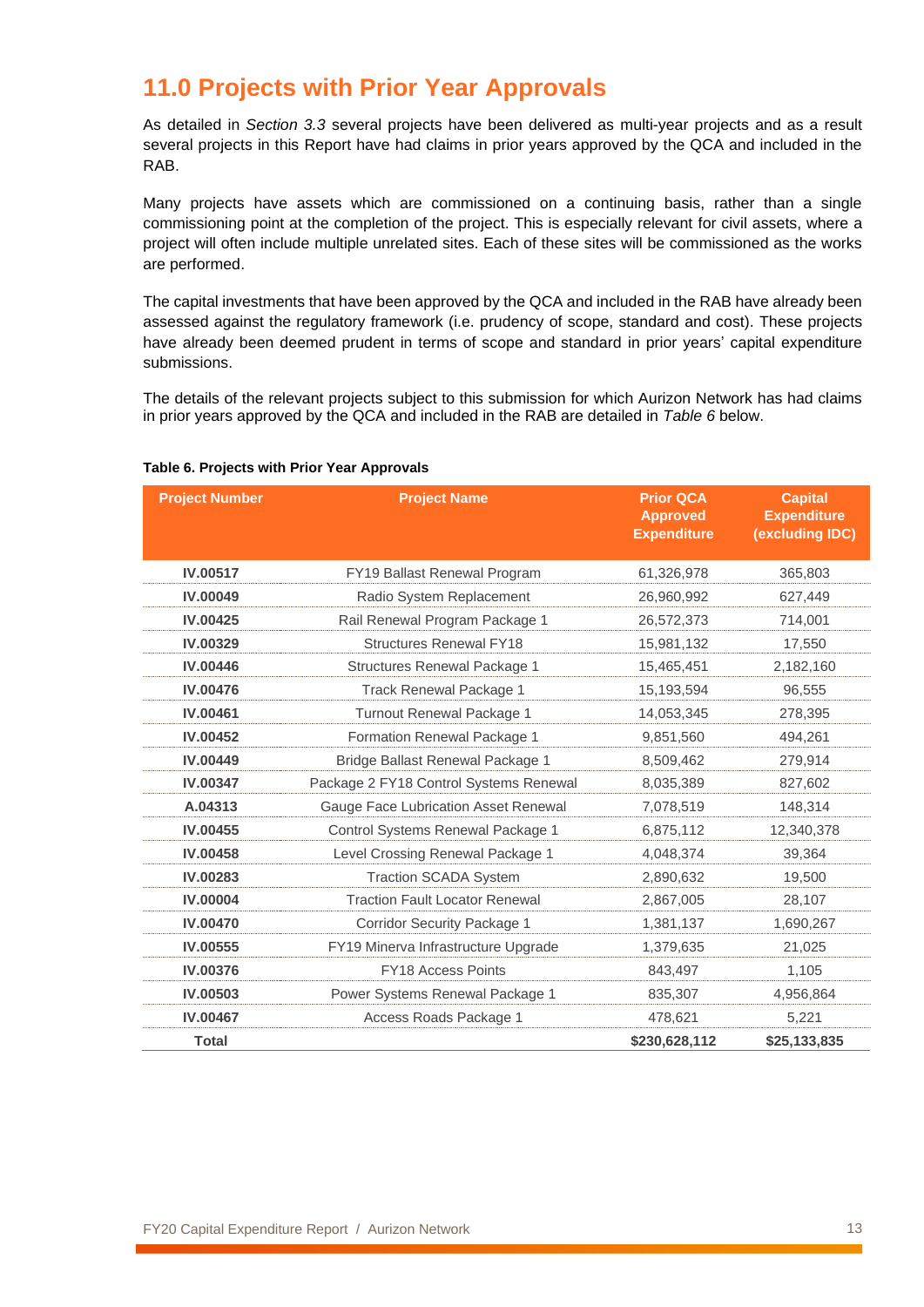# 11.0 Projects with Prior Year Approvals

As detailed in *Section 3.3* several projects have been delivered as multi-year projects and as a result several projects in this Report have had claims in prior years approved by the QCA and included in the RAB.

Many projects have assets which are commissioned on a continuing basis, rather than a single commissioning point at the completion of the project. This is especially relevant for civil assets, where a project will often include multiple unrelated sites. Each of these sites will be commissioned as the works are performed.

The capital investments that have been approved by the QCA and included in the RAB have already been assessed against the regulatory framework (i.e. prudency of scope, standard and cost). These projects have already been deemed prudent in terms of scope and standard in prior years' capital expenditure submissions.

The details of the relevant projects subject to this submission for which Aurizon Network has had claims in prior years approved by the QCA and included in the RAB are detailed in *Table 6* below.

**Table 6. Projects with Prior Year Approvals**

| Project Number | Project Name | Prior QCA Approved Expenditure | Capital Expenditure (excluding IDC) |
|---|---|---|---|
| **IV.00517** | FY19 Ballast Renewal Program | 61,326,978 | 365,803 |
| **IV.00049** | Radio System Replacement | 26,960,992 | 627,449 |
| **IV.00425** | Rail Renewal Program Package 1 | 26,572,373 | 714,001 |
| **IV.00329** | Structures Renewal FY18 | 15,981,132 | 17,550 |
| **IV.00446** | Structures Renewal Package 1 | 15,465,451 | 2,182,160 |
| **IV.00476** | Track Renewal Package 1 | 15,193,594 | 96,555 |
| **IV.00461** | Turnout Renewal Package 1 | 14,053,345 | 278,395 |
| **IV.00452** | Formation Renewal Package 1 | 9,851,560 | 494,261 |
| **IV.00449** | Bridge Ballast Renewal Package 1 | 8,509,462 | 279,914 |
| **IV.00347** | Package 2 FY18 Control Systems Renewal | 8,035,389 | 827,602 |
| **A.04313** | Gauge Face Lubrication Asset Renewal | 7,078,519 | 148,314 |
| **IV.00455** | Control Systems Renewal Package 1 | 6,875,112 | 12,340,378 |
| **IV.00458** | Level Crossing Renewal Package 1 | 4,048,374 | 39,364 |
| **IV.00283** | Traction SCADA System | 2,890,632 | 19,500 |
| **IV.00004** | Traction Fault Locator Renewal | 2,867,005 | 28,107 |
| **IV.00470** | Corridor Security Package 1 | 1,381,137 | 1,690,267 |
| **IV.00555** | FY19 Minerva Infrastructure Upgrade | 1,379,635 | 21,025 |
| **IV.00376** | FY18 Access Points | 843,497 | 1,105 |
| **IV.00503** | Power Systems Renewal Package 1 | 835,307 | 4,956,864 |
| **IV.00467** | Access Roads Package 1 | 478,621 | 5,221 |
| **Total** | | **$230,628,112** | **$25,133,835** |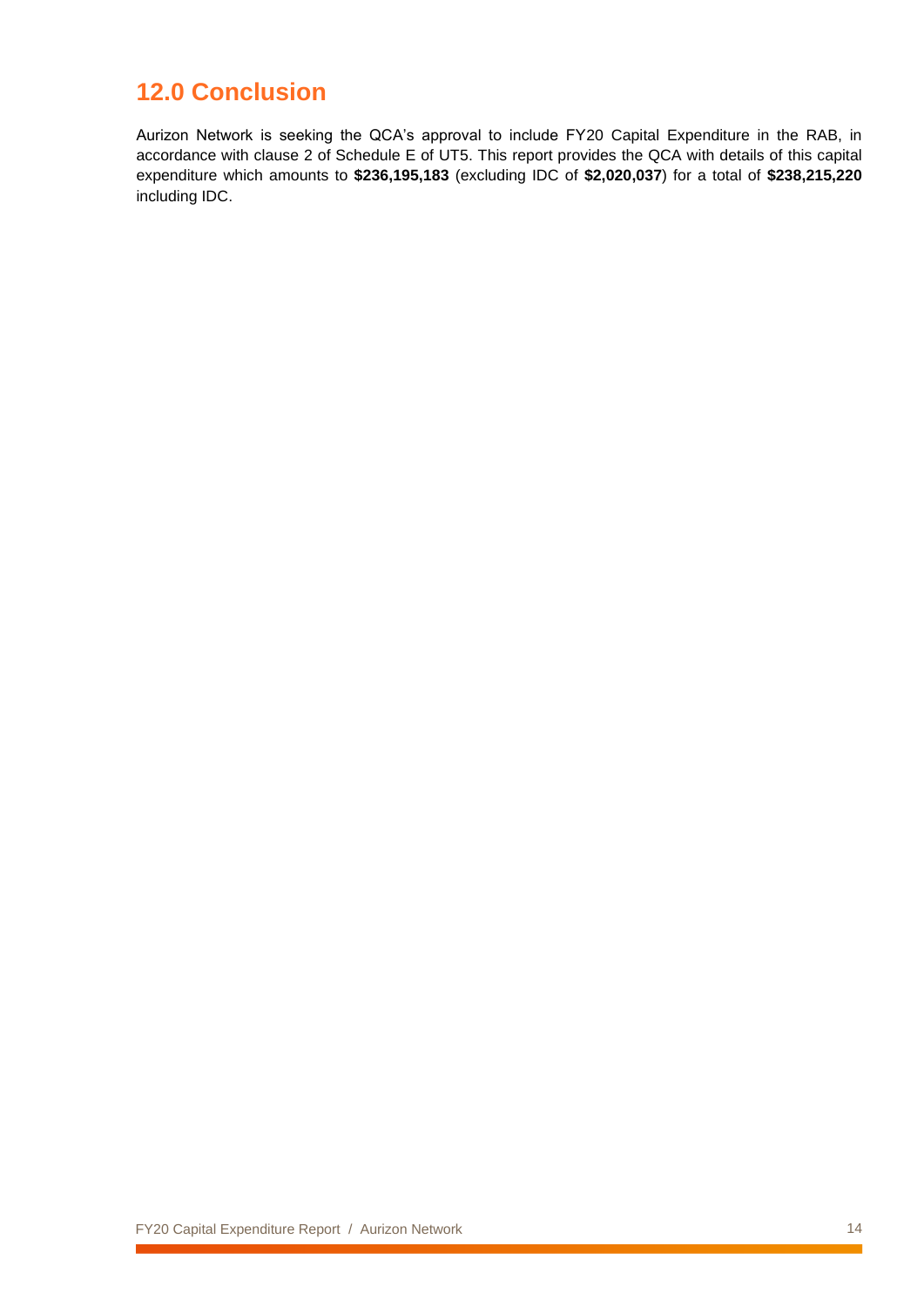## 12.0 Conclusion

Aurizon Network is seeking the QCA's approval to include FY20 Capital Expenditure in the RAB, in accordance with clause 2 of Schedule E of UT5. This report provides the QCA with details of this capital expenditure which amounts to **$236,195,183** (excluding IDC of **$2,020,037**) for a total of **$238,215,220** including IDC.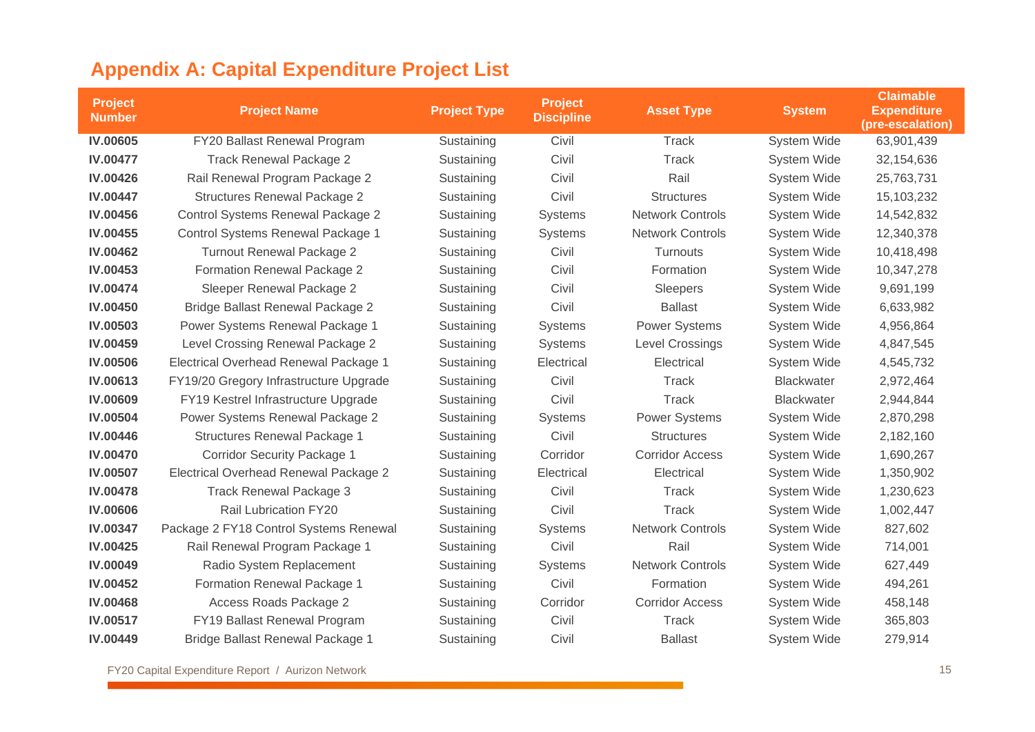## Appendix A: Capital Expenditure Project List

| Project Number | Project Name | Project Type | Project Discipline | Asset Type | System | Claimable Expenditure (pre-escalation) |
|---|---|---|---|---|---|---|
| **IV.00605** | FY20 Ballast Renewal Program | Sustaining | Civil | Track | System Wide | 63,901,439 |
| **IV.00477** | Track Renewal Package 2 | Sustaining | Civil | Track | System Wide | 32,154,636 |
| **IV.00426** | Rail Renewal Program Package 2 | Sustaining | Civil | Rail | System Wide | 25,763,731 |
| **IV.00447** | Structures Renewal Package 2 | Sustaining | Civil | Structures | System Wide | 15,103,232 |
| **IV.00456** | Control Systems Renewal Package 2 | Sustaining | Systems | Network Controls | System Wide | 14,542,832 |
| **IV.00455** | Control Systems Renewal Package 1 | Sustaining | Systems | Network Controls | System Wide | 12,340,378 |
| **IV.00462** | Turnout Renewal Package 2 | Sustaining | Civil | Turnouts | System Wide | 10,418,498 |
| **IV.00453** | Formation Renewal Package 2 | Sustaining | Civil | Formation | System Wide | 10,347,278 |
| **IV.00474** | Sleeper Renewal Package 2 | Sustaining | Civil | Sleepers | System Wide | 9,691,199 |
| **IV.00450** | Bridge Ballast Renewal Package 2 | Sustaining | Civil | Ballast | System Wide | 6,633,982 |
| **IV.00503** | Power Systems Renewal Package 1 | Sustaining | Systems | Power Systems | System Wide | 4,956,864 |
| **IV.00459** | Level Crossing Renewal Package 2 | Sustaining | Systems | Level Crossings | System Wide | 4,847,545 |
| **IV.00506** | Electrical Overhead Renewal Package 1 | Sustaining | Electrical | Electrical | System Wide | 4,545,732 |
| **IV.00613** | FY19/20 Gregory Infrastructure Upgrade | Sustaining | Civil | Track | Blackwater | 2,972,464 |
| **IV.00609** | FY19 Kestrel Infrastructure Upgrade | Sustaining | Civil | Track | Blackwater | 2,944,844 |
| **IV.00504** | Power Systems Renewal Package 2 | Sustaining | Systems | Power Systems | System Wide | 2,870,298 |
| **IV.00446** | Structures Renewal Package 1 | Sustaining | Civil | Structures | System Wide | 2,182,160 |
| **IV.00470** | Corridor Security Package 1 | Sustaining | Corridor | Corridor Access | System Wide | 1,690,267 |
| **IV.00507** | Electrical Overhead Renewal Package 2 | Sustaining | Electrical | Electrical | System Wide | 1,350,902 |
| **IV.00478** | Track Renewal Package 3 | Sustaining | Civil | Track | System Wide | 1,230,623 |
| **IV.00606** | Rail Lubrication FY20 | Sustaining | Civil | Track | System Wide | 1,002,447 |
| **IV.00347** | Package 2 FY18 Control Systems Renewal | Sustaining | Systems | Network Controls | System Wide | 827,602 |
| **IV.00425** | Rail Renewal Program Package 1 | Sustaining | Civil | Rail | System Wide | 714,001 |
| **IV.00049** | Radio System Replacement | Sustaining | Systems | Network Controls | System Wide | 627,449 |
| **IV.00452** | Formation Renewal Package 1 | Sustaining | Civil | Formation | System Wide | 494,261 |
| **IV.00468** | Access Roads Package 2 | Sustaining | Corridor | Corridor Access | System Wide | 458,148 |
| **IV.00517** | FY19 Ballast Renewal Program | Sustaining | Civil | Track | System Wide | 365,803 |
| **IV.00449** | Bridge Ballast Renewal Package 1 | Sustaining | Civil | Ballast | System Wide | 279,914 |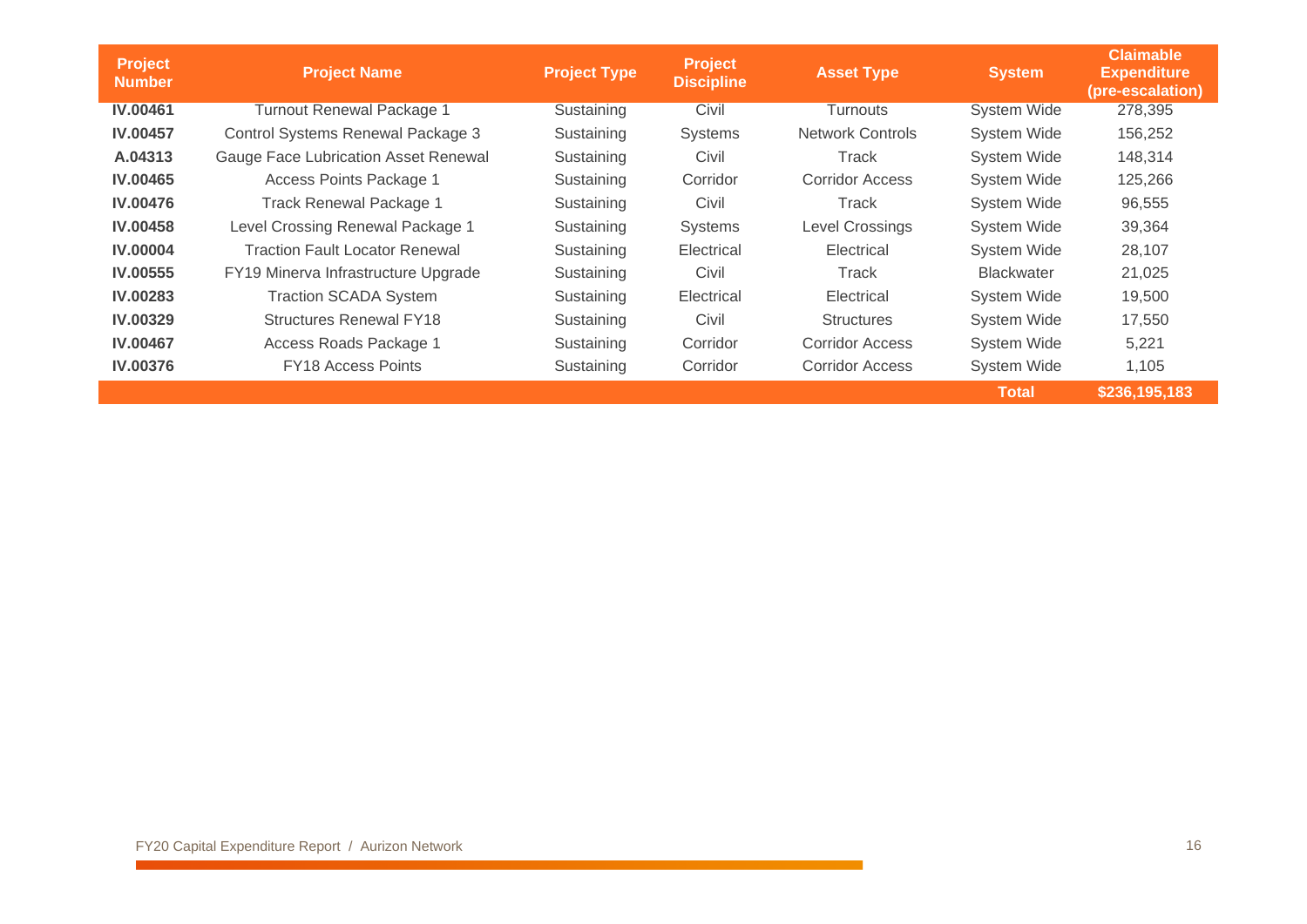| Project Number | Project Name | Project Type | Project Discipline | Asset Type | System | Claimable Expenditure (pre-escalation) |
|---|---|---|---|---|---|---|
| **IV.00461** | Turnout Renewal Package 1 | Sustaining | Civil | Turnouts | System Wide | 278,395 |
| **IV.00457** | Control Systems Renewal Package 3 | Sustaining | Systems | Network Controls | System Wide | 156,252 |
| **A.04313** | Gauge Face Lubrication Asset Renewal | Sustaining | Civil | Track | System Wide | 148,314 |
| **IV.00465** | Access Points Package 1 | Sustaining | Corridor | Corridor Access | System Wide | 125,266 |
| **IV.00476** | Track Renewal Package 1 | Sustaining | Civil | Track | System Wide | 96,555 |
| **IV.00458** | Level Crossing Renewal Package 1 | Sustaining | Systems | Level Crossings | System Wide | 39,364 |
| **IV.00004** | Traction Fault Locator Renewal | Sustaining | Electrical | Electrical | System Wide | 28,107 |
| **IV.00555** | FY19 Minerva Infrastructure Upgrade | Sustaining | Civil | Track | Blackwater | 21,025 |
| **IV.00283** | Traction SCADA System | Sustaining | Electrical | Electrical | System Wide | 19,500 |
| **IV.00329** | Structures Renewal FY18 | Sustaining | Civil | Structures | System Wide | 17,550 |
| **IV.00467** | Access Roads Package 1 | Sustaining | Corridor | Corridor Access | System Wide | 5,221 |
| **IV.00376** | FY18 Access Points | Sustaining | Corridor | Corridor Access | System Wide | 1,105 |
| | | | | | **Total** | **$236,195,183** |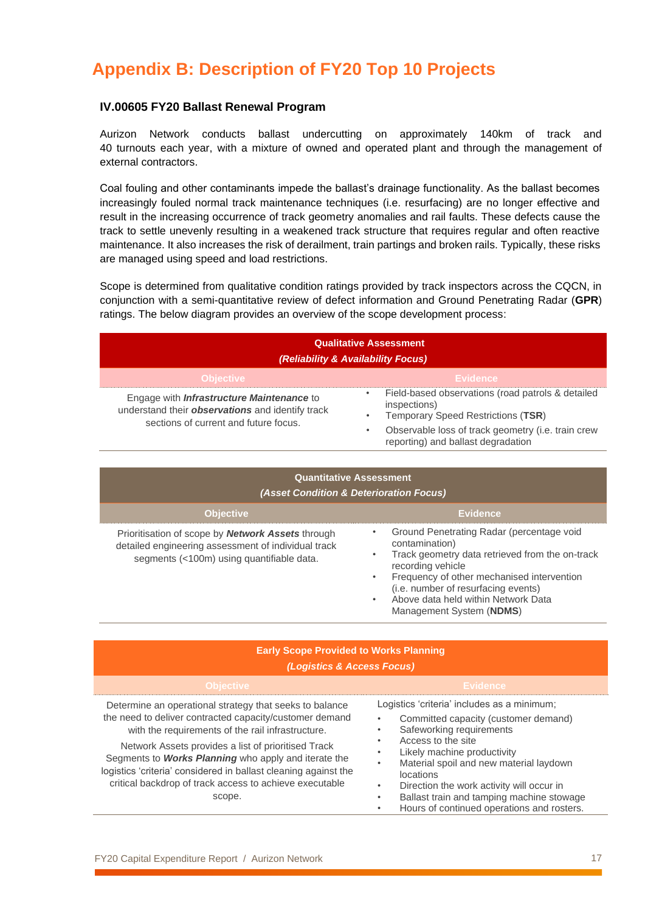# Appendix B: Description of FY20 Top 10 Projects

### IV.00605 FY20 Ballast Renewal Program

Aurizon Network conducts ballast undercutting on approximately 140km of track and 40 turnouts each year, with a mixture of owned and operated plant and through the management of external contractors.

Coal fouling and other contaminants impede the ballast's drainage functionality. As the ballast becomes increasingly fouled normal track maintenance techniques (i.e. resurfacing) are no longer effective and result in the increasing occurrence of track geometry anomalies and rail faults. These defects cause the track to settle unevenly resulting in a weakened track structure that requires regular and often reactive maintenance. It also increases the risk of derailment, train partings and broken rails. Typically, these risks are managed using speed and load restrictions.

Scope is determined from qualitative condition ratings provided by track inspectors across the CQCN, in conjunction with a semi-quantitative review of defect information and Ground Penetrating Radar (**GPR**) ratings. The below diagram provides an overview of the scope development process:

| **Qualitative Assessment** *(Reliability & Availability Focus)* | |
|---|---|
| **Objective** | **Evidence** |
| Engage with ***Infrastructure Maintenance*** to understand their ***observations*** and identify track sections of current and future focus. | • Field-based observations (road patrols & detailed inspections)<br>• Temporary Speed Restrictions (**TSR**)<br>• Observable loss of track geometry (i.e. train crew reporting) and ballast degradation |

| **Quantitative Assessment** *(Asset Condition & Deterioration Focus)* | |
|---|---|
| **Objective** | **Evidence** |
| Prioritisation of scope by ***Network Assets*** through detailed engineering assessment of individual track segments (<100m) using quantifiable data. | • Ground Penetrating Radar (percentage void contamination)<br>• Track geometry data retrieved from the on-track recording vehicle<br>• Frequency of other mechanised intervention (i.e. number of resurfacing events)<br>• Above data held within Network Data Management System (**NDMS**) |

| **Early Scope Provided to Works Planning** *(Logistics & Access Focus)* | |
|---|---|
| **Objective** | **Evidence** |
| Determine an operational strategy that seeks to balance the need to deliver contracted capacity/customer demand with the requirements of the rail infrastructure.<br><br>Network Assets provides a list of prioritised Track Segments to ***Works Planning*** who apply and iterate the logistics 'criteria' considered in ballast cleaning against the critical backdrop of track access to achieve executable scope. | Logistics 'criteria' includes as a minimum;<br>• Committed capacity (customer demand)<br>• Safeworking requirements<br>• Access to the site<br>• Likely machine productivity<br>• Material spoil and new material laydown locations<br>• Direction the work activity will occur in<br>• Ballast train and tamping machine stowage<br>• Hours of continued operations and rosters. |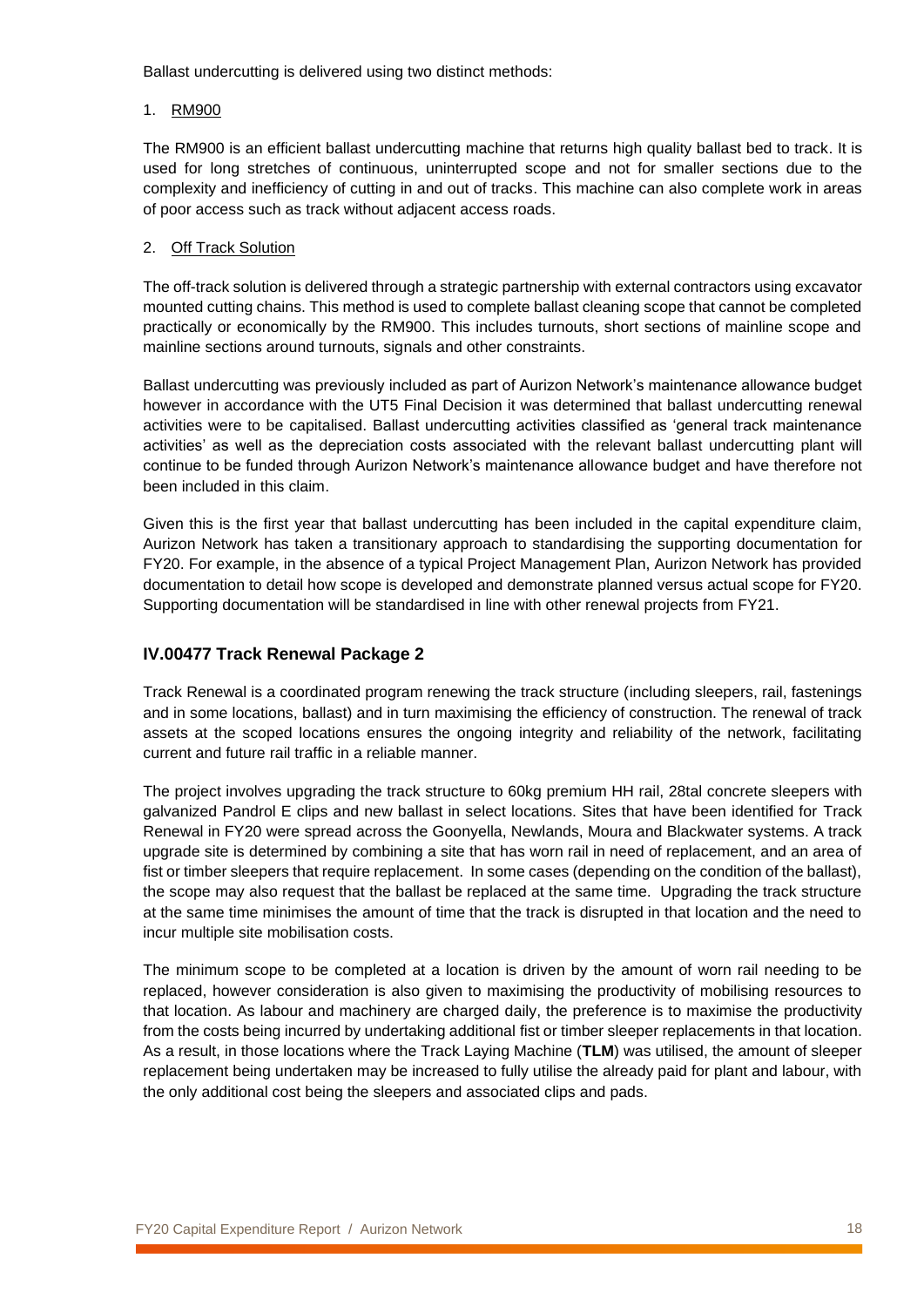Ballast undercutting is delivered using two distinct methods:

1. RM900

The RM900 is an efficient ballast undercutting machine that returns high quality ballast bed to track. It is used for long stretches of continuous, uninterrupted scope and not for smaller sections due to the complexity and inefficiency of cutting in and out of tracks. This machine can also complete work in areas of poor access such as track without adjacent access roads.

2. Off Track Solution

The off-track solution is delivered through a strategic partnership with external contractors using excavator mounted cutting chains. This method is used to complete ballast cleaning scope that cannot be completed practically or economically by the RM900. This includes turnouts, short sections of mainline scope and mainline sections around turnouts, signals and other constraints.

Ballast undercutting was previously included as part of Aurizon Network's maintenance allowance budget however in accordance with the UT5 Final Decision it was determined that ballast undercutting renewal activities were to be capitalised. Ballast undercutting activities classified as 'general track maintenance activities' as well as the depreciation costs associated with the relevant ballast undercutting plant will continue to be funded through Aurizon Network's maintenance allowance budget and have therefore not been included in this claim.

Given this is the first year that ballast undercutting has been included in the capital expenditure claim, Aurizon Network has taken a transitionary approach to standardising the supporting documentation for FY20. For example, in the absence of a typical Project Management Plan, Aurizon Network has provided documentation to detail how scope is developed and demonstrate planned versus actual scope for FY20. Supporting documentation will be standardised in line with other renewal projects from FY21.

## IV.00477 Track Renewal Package 2

Track Renewal is a coordinated program renewing the track structure (including sleepers, rail, fastenings and in some locations, ballast) and in turn maximising the efficiency of construction. The renewal of track assets at the scoped locations ensures the ongoing integrity and reliability of the network, facilitating current and future rail traffic in a reliable manner.

The project involves upgrading the track structure to 60kg premium HH rail, 28tal concrete sleepers with galvanized Pandrol E clips and new ballast in select locations. Sites that have been identified for Track Renewal in FY20 were spread across the Goonyella, Newlands, Moura and Blackwater systems. A track upgrade site is determined by combining a site that has worn rail in need of replacement, and an area of fist or timber sleepers that require replacement. In some cases (depending on the condition of the ballast), the scope may also request that the ballast be replaced at the same time. Upgrading the track structure at the same time minimises the amount of time that the track is disrupted in that location and the need to incur multiple site mobilisation costs.

The minimum scope to be completed at a location is driven by the amount of worn rail needing to be replaced, however consideration is also given to maximising the productivity of mobilising resources to that location. As labour and machinery are charged daily, the preference is to maximise the productivity from the costs being incurred by undertaking additional fist or timber sleeper replacements in that location. As a result, in those locations where the Track Laying Machine (**TLM**) was utilised, the amount of sleeper replacement being undertaken may be increased to fully utilise the already paid for plant and labour, with the only additional cost being the sleepers and associated clips and pads.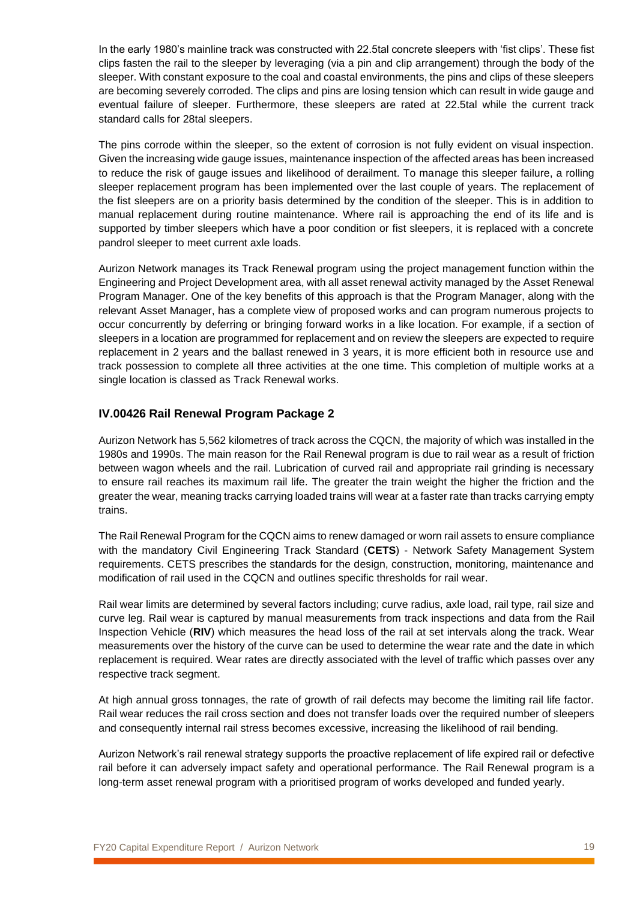In the early 1980's mainline track was constructed with 22.5tal concrete sleepers with 'fist clips'. These fist clips fasten the rail to the sleeper by leveraging (via a pin and clip arrangement) through the body of the sleeper. With constant exposure to the coal and coastal environments, the pins and clips of these sleepers are becoming severely corroded. The clips and pins are losing tension which can result in wide gauge and eventual failure of sleeper. Furthermore, these sleepers are rated at 22.5tal while the current track standard calls for 28tal sleepers.

The pins corrode within the sleeper, so the extent of corrosion is not fully evident on visual inspection. Given the increasing wide gauge issues, maintenance inspection of the affected areas has been increased to reduce the risk of gauge issues and likelihood of derailment. To manage this sleeper failure, a rolling sleeper replacement program has been implemented over the last couple of years. The replacement of the fist sleepers are on a priority basis determined by the condition of the sleeper. This is in addition to manual replacement during routine maintenance. Where rail is approaching the end of its life and is supported by timber sleepers which have a poor condition or fist sleepers, it is replaced with a concrete pandrol sleeper to meet current axle loads.

Aurizon Network manages its Track Renewal program using the project management function within the Engineering and Project Development area, with all asset renewal activity managed by the Asset Renewal Program Manager. One of the key benefits of this approach is that the Program Manager, along with the relevant Asset Manager, has a complete view of proposed works and can program numerous projects to occur concurrently by deferring or bringing forward works in a like location. For example, if a section of sleepers in a location are programmed for replacement and on review the sleepers are expected to require replacement in 2 years and the ballast renewed in 3 years, it is more efficient both in resource use and track possession to complete all three activities at the one time. This completion of multiple works at a single location is classed as Track Renewal works.

### IV.00426 Rail Renewal Program Package 2

Aurizon Network has 5,562 kilometres of track across the CQCN, the majority of which was installed in the 1980s and 1990s. The main reason for the Rail Renewal program is due to rail wear as a result of friction between wagon wheels and the rail. Lubrication of curved rail and appropriate rail grinding is necessary to ensure rail reaches its maximum rail life. The greater the train weight the higher the friction and the greater the wear, meaning tracks carrying loaded trains will wear at a faster rate than tracks carrying empty trains.

The Rail Renewal Program for the CQCN aims to renew damaged or worn rail assets to ensure compliance with the mandatory Civil Engineering Track Standard (**CETS**) - Network Safety Management System requirements. CETS prescribes the standards for the design, construction, monitoring, maintenance and modification of rail used in the CQCN and outlines specific thresholds for rail wear.

Rail wear limits are determined by several factors including; curve radius, axle load, rail type, rail size and curve leg. Rail wear is captured by manual measurements from track inspections and data from the Rail Inspection Vehicle (**RIV**) which measures the head loss of the rail at set intervals along the track. Wear measurements over the history of the curve can be used to determine the wear rate and the date in which replacement is required. Wear rates are directly associated with the level of traffic which passes over any respective track segment.

At high annual gross tonnages, the rate of growth of rail defects may become the limiting rail life factor. Rail wear reduces the rail cross section and does not transfer loads over the required number of sleepers and consequently internal rail stress becomes excessive, increasing the likelihood of rail bending.

Aurizon Network's rail renewal strategy supports the proactive replacement of life expired rail or defective rail before it can adversely impact safety and operational performance. The Rail Renewal program is a long-term asset renewal program with a prioritised program of works developed and funded yearly.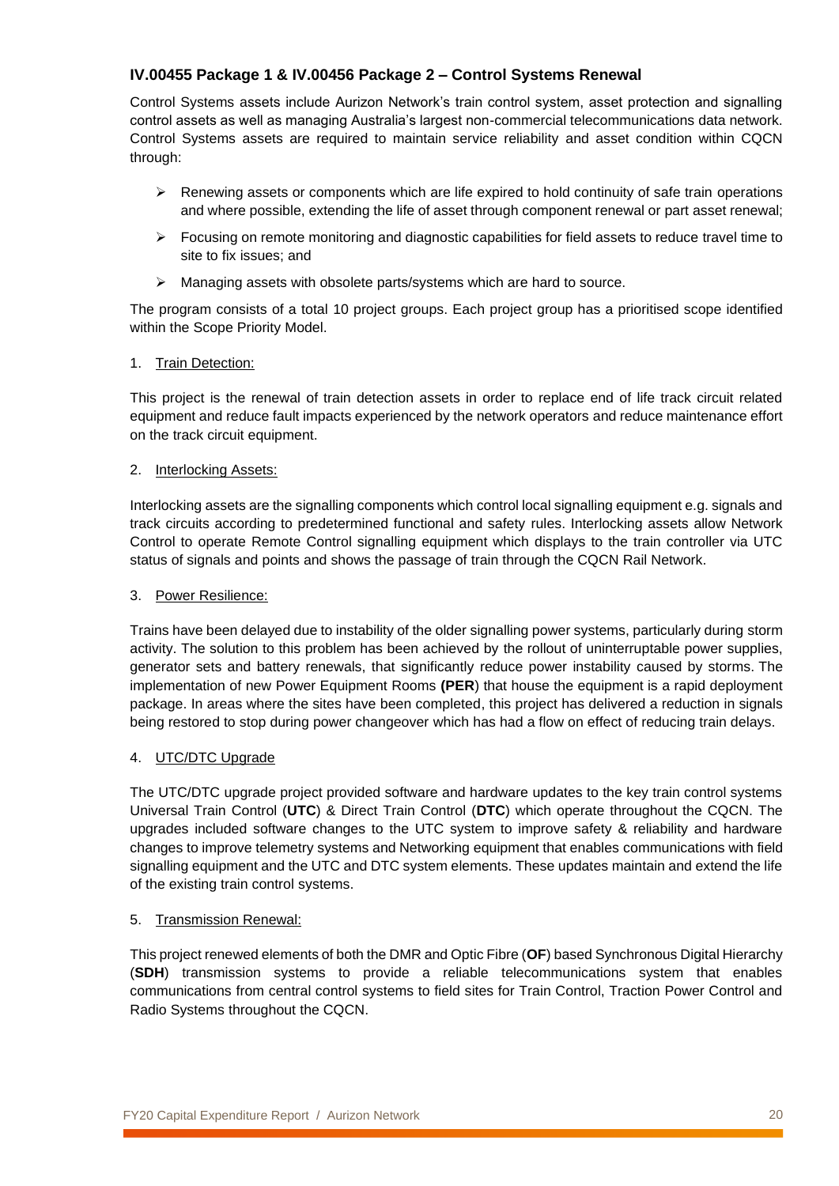### IV.00455 Package 1 & IV.00456 Package 2 – Control Systems Renewal

Control Systems assets include Aurizon Network's train control system, asset protection and signalling control assets as well as managing Australia's largest non-commercial telecommunications data network. Control Systems assets are required to maintain service reliability and asset condition within CQCN through:

- Renewing assets or components which are life expired to hold continuity of safe train operations and where possible, extending the life of asset through component renewal or part asset renewal;
- Focusing on remote monitoring and diagnostic capabilities for field assets to reduce travel time to site to fix issues; and
- Managing assets with obsolete parts/systems which are hard to source.

The program consists of a total 10 project groups. Each project group has a prioritised scope identified within the Scope Priority Model.

1. Train Detection:

This project is the renewal of train detection assets in order to replace end of life track circuit related equipment and reduce fault impacts experienced by the network operators and reduce maintenance effort on the track circuit equipment.

2. Interlocking Assets:

Interlocking assets are the signalling components which control local signalling equipment e.g. signals and track circuits according to predetermined functional and safety rules. Interlocking assets allow Network Control to operate Remote Control signalling equipment which displays to the train controller via UTC status of signals and points and shows the passage of train through the CQCN Rail Network.

3. Power Resilience:

Trains have been delayed due to instability of the older signalling power systems, particularly during storm activity. The solution to this problem has been achieved by the rollout of uninterruptable power supplies, generator sets and battery renewals, that significantly reduce power instability caused by storms. The implementation of new Power Equipment Rooms **(PER**) that house the equipment is a rapid deployment package. In areas where the sites have been completed, this project has delivered a reduction in signals being restored to stop during power changeover which has had a flow on effect of reducing train delays.

4. UTC/DTC Upgrade

The UTC/DTC upgrade project provided software and hardware updates to the key train control systems Universal Train Control (**UTC**) & Direct Train Control (**DTC**) which operate throughout the CQCN. The upgrades included software changes to the UTC system to improve safety & reliability and hardware changes to improve telemetry systems and Networking equipment that enables communications with field signalling equipment and the UTC and DTC system elements. These updates maintain and extend the life of the existing train control systems.

5. Transmission Renewal:

This project renewed elements of both the DMR and Optic Fibre (**OF**) based Synchronous Digital Hierarchy (**SDH**) transmission systems to provide a reliable telecommunications system that enables communications from central control systems to field sites for Train Control, Traction Power Control and Radio Systems throughout the CQCN.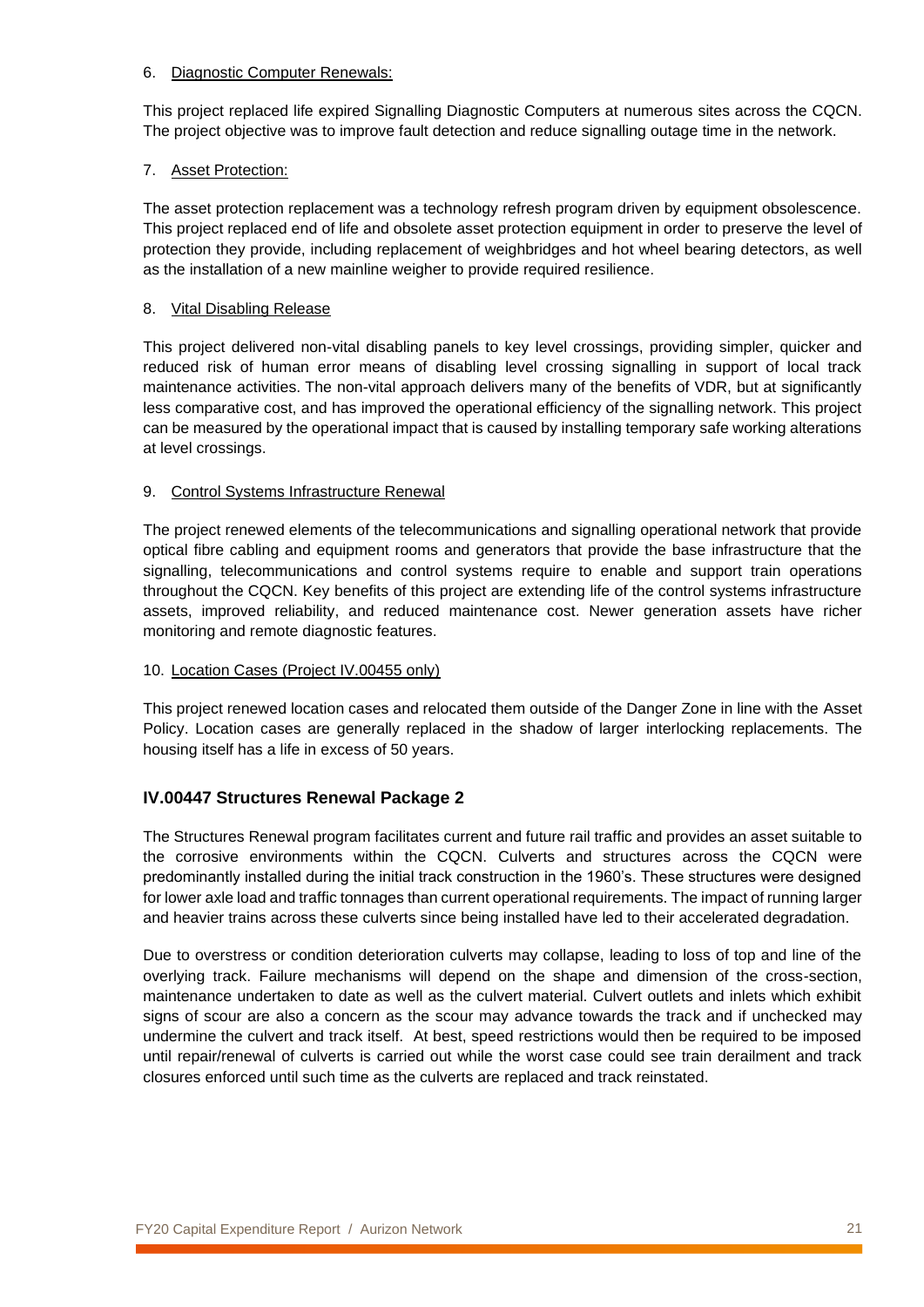6. Diagnostic Computer Renewals:

This project replaced life expired Signalling Diagnostic Computers at numerous sites across the CQCN. The project objective was to improve fault detection and reduce signalling outage time in the network.

7. Asset Protection:

The asset protection replacement was a technology refresh program driven by equipment obsolescence. This project replaced end of life and obsolete asset protection equipment in order to preserve the level of protection they provide, including replacement of weighbridges and hot wheel bearing detectors, as well as the installation of a new mainline weigher to provide required resilience.

8. Vital Disabling Release

This project delivered non-vital disabling panels to key level crossings, providing simpler, quicker and reduced risk of human error means of disabling level crossing signalling in support of local track maintenance activities. The non-vital approach delivers many of the benefits of VDR, but at significantly less comparative cost, and has improved the operational efficiency of the signalling network. This project can be measured by the operational impact that is caused by installing temporary safe working alterations at level crossings.

9. Control Systems Infrastructure Renewal

The project renewed elements of the telecommunications and signalling operational network that provide optical fibre cabling and equipment rooms and generators that provide the base infrastructure that the signalling, telecommunications and control systems require to enable and support train operations throughout the CQCN. Key benefits of this project are extending life of the control systems infrastructure assets, improved reliability, and reduced maintenance cost. Newer generation assets have richer monitoring and remote diagnostic features.

10. Location Cases (Project IV.00455 only)

This project renewed location cases and relocated them outside of the Danger Zone in line with the Asset Policy. Location cases are generally replaced in the shadow of larger interlocking replacements. The housing itself has a life in excess of 50 years.

### IV.00447 Structures Renewal Package 2

The Structures Renewal program facilitates current and future rail traffic and provides an asset suitable to the corrosive environments within the CQCN. Culverts and structures across the CQCN were predominantly installed during the initial track construction in the 1960's. These structures were designed for lower axle load and traffic tonnages than current operational requirements. The impact of running larger and heavier trains across these culverts since being installed have led to their accelerated degradation.

Due to overstress or condition deterioration culverts may collapse, leading to loss of top and line of the overlying track. Failure mechanisms will depend on the shape and dimension of the cross-section, maintenance undertaken to date as well as the culvert material. Culvert outlets and inlets which exhibit signs of scour are also a concern as the scour may advance towards the track and if unchecked may undermine the culvert and track itself. At best, speed restrictions would then be required to be imposed until repair/renewal of culverts is carried out while the worst case could see train derailment and track closures enforced until such time as the culverts are replaced and track reinstated.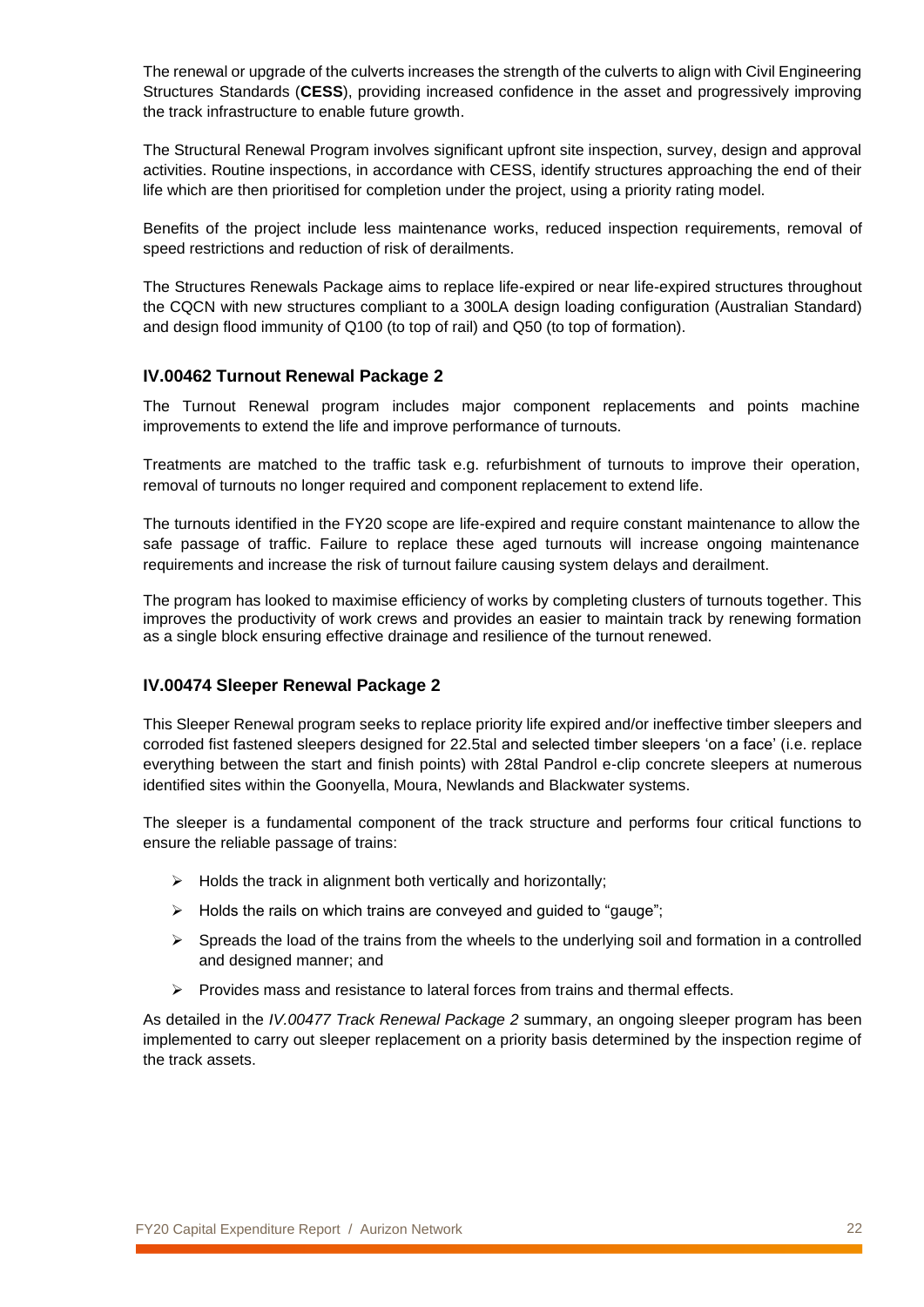The renewal or upgrade of the culverts increases the strength of the culverts to align with Civil Engineering Structures Standards (**CESS**), providing increased confidence in the asset and progressively improving the track infrastructure to enable future growth.

The Structural Renewal Program involves significant upfront site inspection, survey, design and approval activities. Routine inspections, in accordance with CESS, identify structures approaching the end of their life which are then prioritised for completion under the project, using a priority rating model.

Benefits of the project include less maintenance works, reduced inspection requirements, removal of speed restrictions and reduction of risk of derailments.

The Structures Renewals Package aims to replace life-expired or near life-expired structures throughout the CQCN with new structures compliant to a 300LA design loading configuration (Australian Standard) and design flood immunity of Q100 (to top of rail) and Q50 (to top of formation).

### IV.00462 Turnout Renewal Package 2

The Turnout Renewal program includes major component replacements and points machine improvements to extend the life and improve performance of turnouts.

Treatments are matched to the traffic task e.g. refurbishment of turnouts to improve their operation, removal of turnouts no longer required and component replacement to extend life.

The turnouts identified in the FY20 scope are life-expired and require constant maintenance to allow the safe passage of traffic. Failure to replace these aged turnouts will increase ongoing maintenance requirements and increase the risk of turnout failure causing system delays and derailment.

The program has looked to maximise efficiency of works by completing clusters of turnouts together. This improves the productivity of work crews and provides an easier to maintain track by renewing formation as a single block ensuring effective drainage and resilience of the turnout renewed.

### IV.00474 Sleeper Renewal Package 2

This Sleeper Renewal program seeks to replace priority life expired and/or ineffective timber sleepers and corroded fist fastened sleepers designed for 22.5tal and selected timber sleepers 'on a face' (i.e. replace everything between the start and finish points) with 28tal Pandrol e-clip concrete sleepers at numerous identified sites within the Goonyella, Moura, Newlands and Blackwater systems.

The sleeper is a fundamental component of the track structure and performs four critical functions to ensure the reliable passage of trains:

- Holds the track in alignment both vertically and horizontally;
- Holds the rails on which trains are conveyed and guided to "gauge";
- Spreads the load of the trains from the wheels to the underlying soil and formation in a controlled and designed manner; and
- Provides mass and resistance to lateral forces from trains and thermal effects.

As detailed in the *IV.00477 Track Renewal Package 2* summary, an ongoing sleeper program has been implemented to carry out sleeper replacement on a priority basis determined by the inspection regime of the track assets.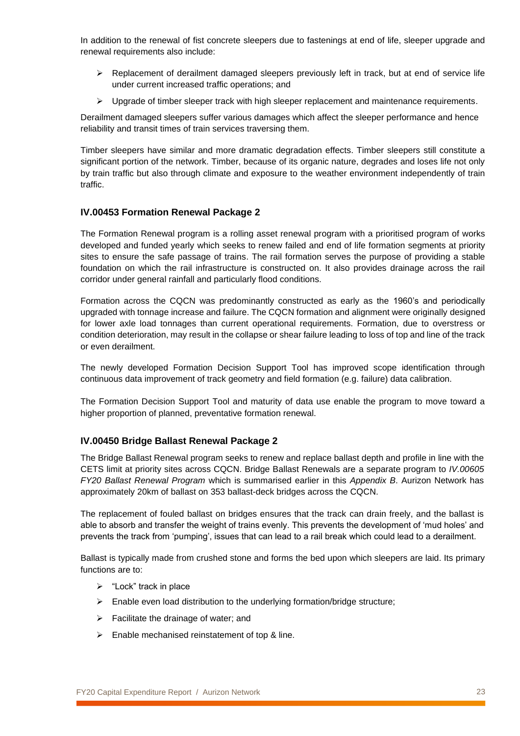In addition to the renewal of fist concrete sleepers due to fastenings at end of life, sleeper upgrade and renewal requirements also include:

- Replacement of derailment damaged sleepers previously left in track, but at end of service life under current increased traffic operations; and
- Upgrade of timber sleeper track with high sleeper replacement and maintenance requirements.

Derailment damaged sleepers suffer various damages which affect the sleeper performance and hence reliability and transit times of train services traversing them.

Timber sleepers have similar and more dramatic degradation effects. Timber sleepers still constitute a significant portion of the network. Timber, because of its organic nature, degrades and loses life not only by train traffic but also through climate and exposure to the weather environment independently of train traffic.

### IV.00453 Formation Renewal Package 2

The Formation Renewal program is a rolling asset renewal program with a prioritised program of works developed and funded yearly which seeks to renew failed and end of life formation segments at priority sites to ensure the safe passage of trains. The rail formation serves the purpose of providing a stable foundation on which the rail infrastructure is constructed on. It also provides drainage across the rail corridor under general rainfall and particularly flood conditions.

Formation across the CQCN was predominantly constructed as early as the 1960's and periodically upgraded with tonnage increase and failure. The CQCN formation and alignment were originally designed for lower axle load tonnages than current operational requirements. Formation, due to overstress or condition deterioration, may result in the collapse or shear failure leading to loss of top and line of the track or even derailment.

The newly developed Formation Decision Support Tool has improved scope identification through continuous data improvement of track geometry and field formation (e.g. failure) data calibration.

The Formation Decision Support Tool and maturity of data use enable the program to move toward a higher proportion of planned, preventative formation renewal.

### IV.00450 Bridge Ballast Renewal Package 2

The Bridge Ballast Renewal program seeks to renew and replace ballast depth and profile in line with the CETS limit at priority sites across CQCN. Bridge Ballast Renewals are a separate program to *IV.00605 FY20 Ballast Renewal Program* which is summarised earlier in this *Appendix B*. Aurizon Network has approximately 20km of ballast on 353 ballast-deck bridges across the CQCN.

The replacement of fouled ballast on bridges ensures that the track can drain freely, and the ballast is able to absorb and transfer the weight of trains evenly. This prevents the development of 'mud holes' and prevents the track from 'pumping', issues that can lead to a rail break which could lead to a derailment.

Ballast is typically made from crushed stone and forms the bed upon which sleepers are laid. Its primary functions are to:

- "Lock" track in place
- Enable even load distribution to the underlying formation/bridge structure;
- Facilitate the drainage of water; and
- Enable mechanised reinstatement of top & line.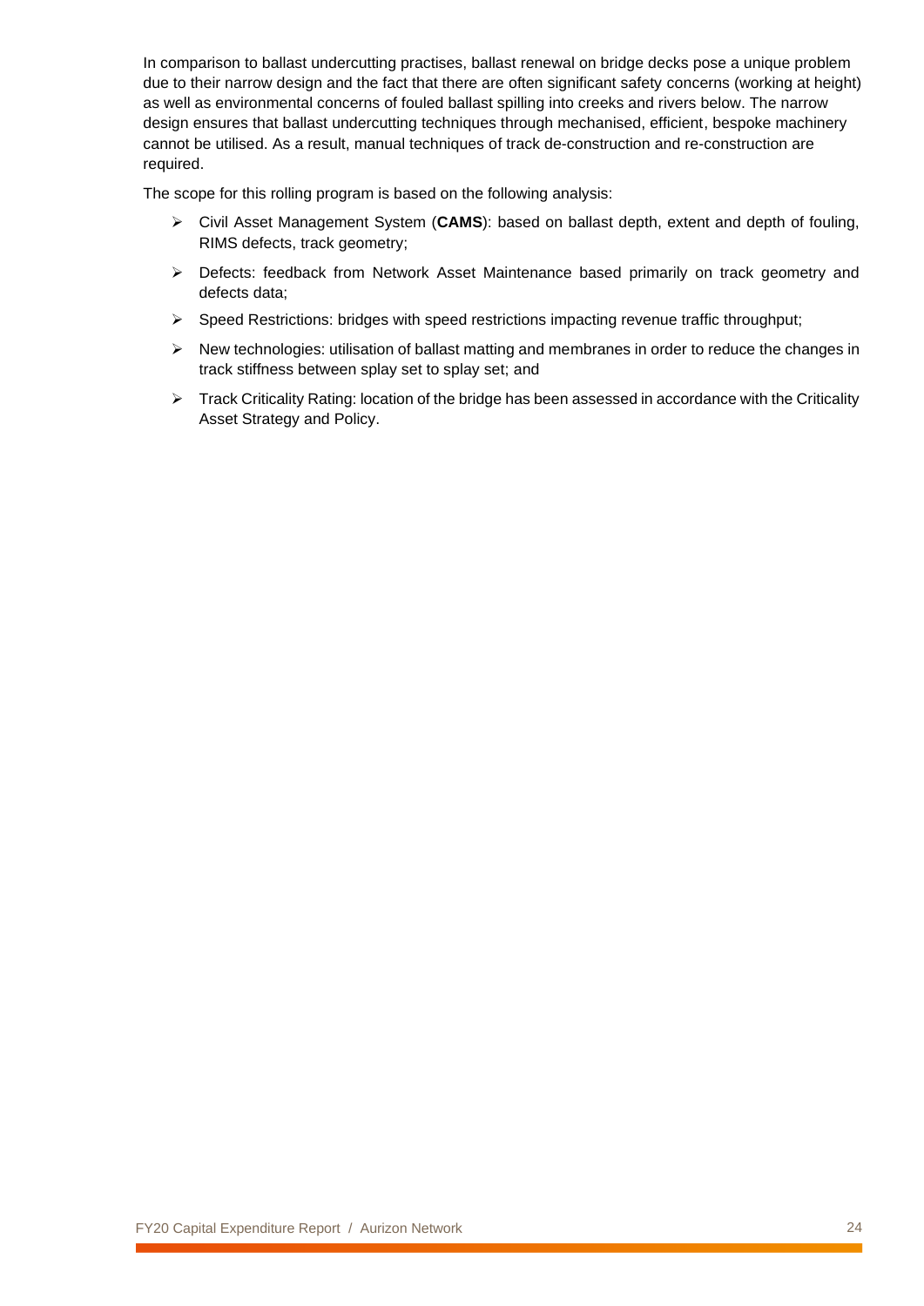In comparison to ballast undercutting practises, ballast renewal on bridge decks pose a unique problem due to their narrow design and the fact that there are often significant safety concerns (working at height) as well as environmental concerns of fouled ballast spilling into creeks and rivers below. The narrow design ensures that ballast undercutting techniques through mechanised, efficient, bespoke machinery cannot be utilised. As a result, manual techniques of track de-construction and re-construction are required.

The scope for this rolling program is based on the following analysis:

- Civil Asset Management System (**CAMS**): based on ballast depth, extent and depth of fouling, RIMS defects, track geometry;
- Defects: feedback from Network Asset Maintenance based primarily on track geometry and defects data;
- Speed Restrictions: bridges with speed restrictions impacting revenue traffic throughput;
- New technologies: utilisation of ballast matting and membranes in order to reduce the changes in track stiffness between splay set to splay set; and
- Track Criticality Rating: location of the bridge has been assessed in accordance with the Criticality Asset Strategy and Policy.